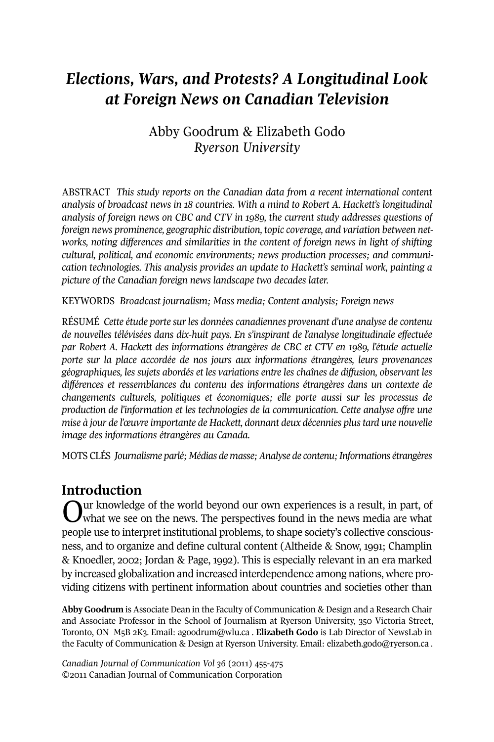# *Elections, Wars, and Protests? A Longitudinal Look at Foreign News on Canadian Television*

Abby Goodrum & Elizabeth Godo
*Ryerson University*

ABSTRACT *This study reports on the Canadian data from a recent international content analysis of broadcast news in 18 countries. With a mind to Robert A. Hackett's longitudinal analysis of foreign news on CBC and CTV in 1989, the current study addresses questions of foreign news prominence, geographic distribution, topic coverage, and variation between networks, noting differences and similarities in the content of foreign news in light of shifting cultural, political, and economic environments; news production processes; and communication technologies. This analysis provides an update to Hackett's seminal work, painting a picture of the Canadian foreign news landscape two decades later.*

KEYWORDS *Broadcast journalism; Mass media; Content analysis; Foreign news*

RÉSUMÉ *Cette étude porte sur les données canadiennes provenant d'une analyse de contenu de nouvelles télévisées dans dix-huit pays. En s'inspirant de l'analyse longitudinale effectuée par Robert A. Hackett des informations étrangères de CBC et CTV en 1989, l'étude actuelle porte sur la place accordée de nos jours aux informations étrangères, leurs provenances géographiques, les sujets abordés et les variations entre les chaînes de diffusion, observant les différences et ressemblances du contenu des informations étrangères dans un contexte de changements culturels, politiques et économiques; elle porte aussi sur les processus de production de l'information et les technologies de la communication. Cette analyse offre une mise à jour de l'œuvre importante de Hackett, donnant deux décennies plus tard une nouvelle image des informations étrangères au Canada.*

MOTS CLÉS *Journalisme parlé; Médias de masse; Analyse de contenu; Informations étrangères*

## Introduction

Our knowledge of the world beyond our own experiences is a result, in part, of what we see on the news. The perspectives found in the news media are what people use to interpret institutional problems, to shape society's collective consciousness, and to organize and define cultural content (Altheide & Snow, 1991; Champlin & Knoedler, 2002; Jordan & Page, 1992). This is especially relevant in an era marked by increased globalization and increased interdependence among nations, where providing citizens with pertinent information about countries and societies other than

**Abby Goodrum** is Associate Dean in the Faculty of Communication & Design and a Research Chair and Associate Professor in the School of Journalism at Ryerson University, 350 Victoria Street, Toronto, ON M5B 2K3. Email: agoodrum@wlu.ca . **Elizabeth Godo** is Lab Director of NewsLab in the Faculty of Communication & Design at Ryerson University. Email: elizabeth.godo@ryerson.ca .

*Canadian Journal of Communication Vol 36* (2011) 455-475
©2011 Canadian Journal of Communication Corporation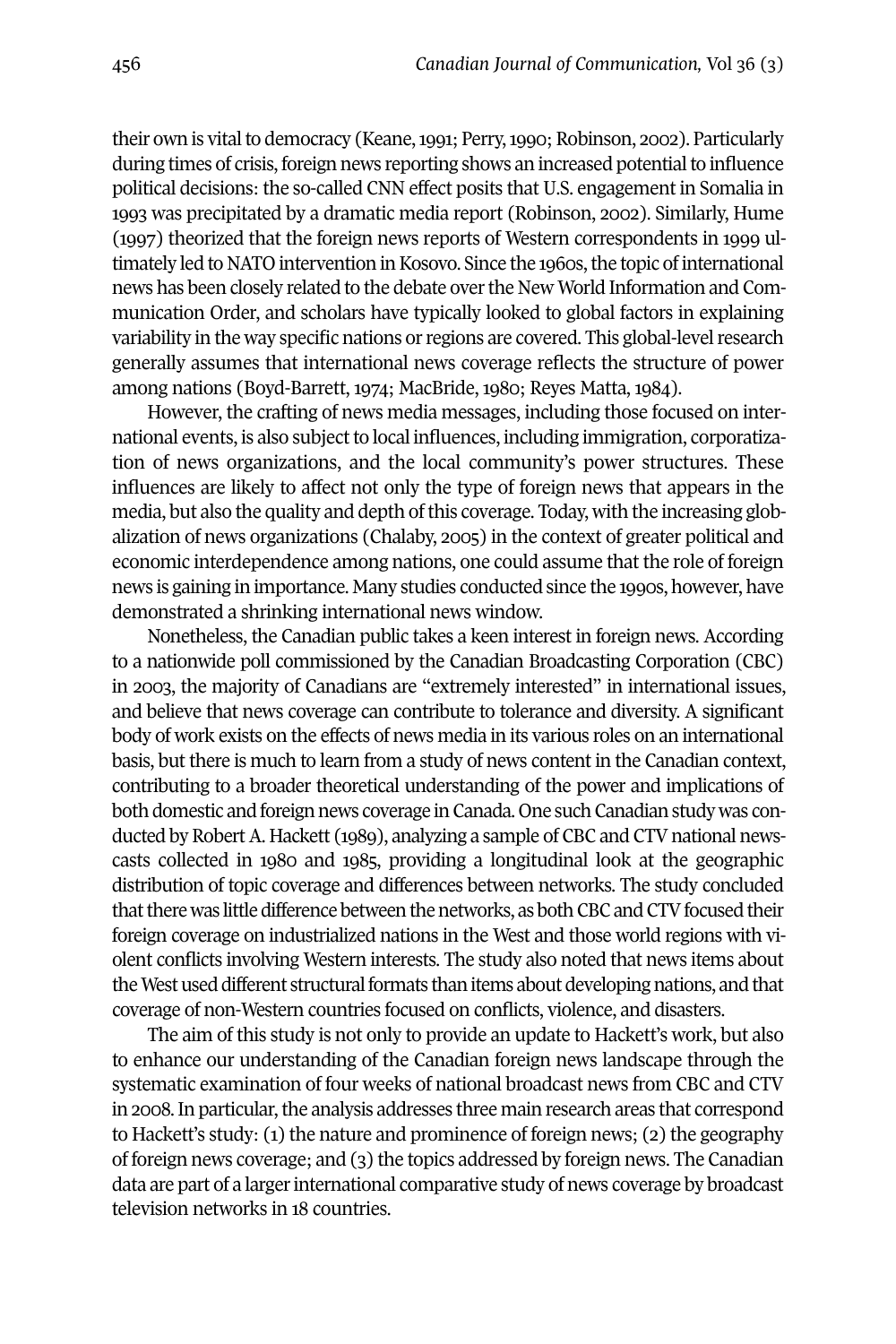their own is vital to democracy (Keane, 1991; Perry, 1990; Robinson, 2002). Particularly during times of crisis, foreign news reporting shows an increased potential to influence political decisions: the so-called CNN effect posits that U.S. engagement in Somalia in 1993 was precipitated by a dramatic media report (Robinson, 2002). Similarly, Hume (1997) theorized that the foreign news reports of Western correspondents in 1999 ultimately led to NATO intervention in Kosovo. Since the 1960s, the topic of international news has been closely related to the debate over the New World Information and Communication Order, and scholars have typically looked to global factors in explaining variability in the way specific nations or regions are covered. This global-level research generally assumes that international news coverage reflects the structure of power among nations (Boyd-Barrett, 1974; MacBride, 1980; Reyes Matta, 1984).

However, the crafting of news media messages, including those focused on international events, is also subject to local influences, including immigration, corporatization of news organizations, and the local community's power structures. These influences are likely to affect not only the type of foreign news that appears in the media, but also the quality and depth of this coverage. Today, with the increasing globalization of news organizations (Chalaby, 2005) in the context of greater political and economic interdependence among nations, one could assume that the role of foreign news is gaining in importance. Many studies conducted since the 1990s, however, have demonstrated a shrinking international news window.

Nonetheless, the Canadian public takes a keen interest in foreign news. According to a nationwide poll commissioned by the Canadian Broadcasting Corporation (CBC) in 2003, the majority of Canadians are "extremely interested" in international issues, and believe that news coverage can contribute to tolerance and diversity. A significant body of work exists on the effects of news media in its various roles on an international basis, but there is much to learn from a study of news content in the Canadian context, contributing to a broader theoretical understanding of the power and implications of both domestic and foreign news coverage in Canada. One such Canadian study was conducted by Robert A. Hackett (1989), analyzing a sample of CBC and CTV national newscasts collected in 1980 and 1985, providing a longitudinal look at the geographic distribution of topic coverage and differences between networks. The study concluded that there was little difference between the networks, as both CBC and CTV focused their foreign coverage on industrialized nations in the West and those world regions with violent conflicts involving Western interests. The study also noted that news items about the West used different structural formats than items about developing nations, and that coverage of non-Western countries focused on conflicts, violence, and disasters.

The aim of this study is not only to provide an update to Hackett's work, but also to enhance our understanding of the Canadian foreign news landscape through the systematic examination of four weeks of national broadcast news from CBC and CTV in 2008. In particular, the analysis addresses three main research areas that correspond to Hackett's study: (1) the nature and prominence of foreign news; (2) the geography of foreign news coverage; and (3) the topics addressed by foreign news. The Canadian data are part of a larger international comparative study of news coverage by broadcast television networks in 18 countries.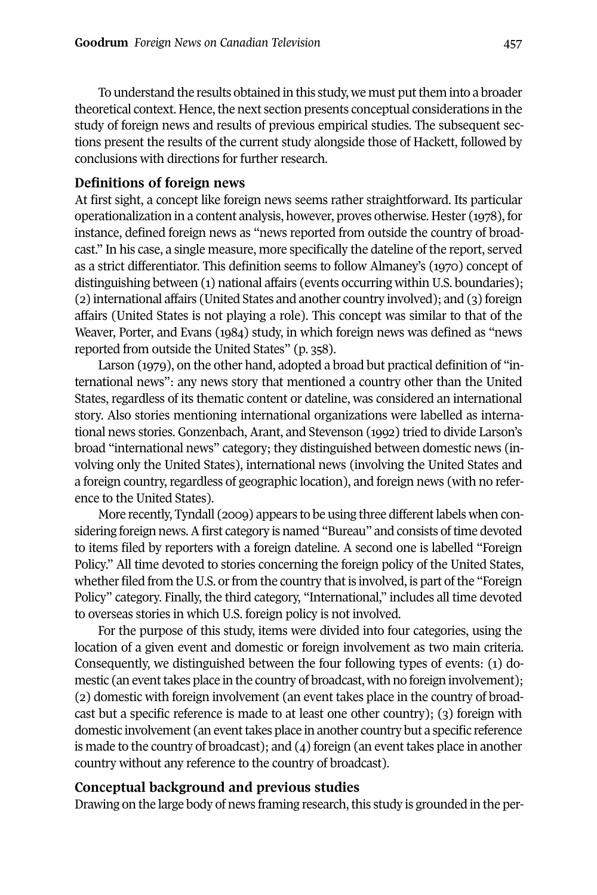To understand the results obtained in this study, we must put them into a broader theoretical context. Hence, the next section presents conceptual considerations in the study of foreign news and results of previous empirical studies. The subsequent sections present the results of the current study alongside those of Hackett, followed by conclusions with directions for further research.

## Definitions of foreign news

At first sight, a concept like foreign news seems rather straightforward. Its particular operationalization in a content analysis, however, proves otherwise. Hester (1978), for instance, defined foreign news as "news reported from outside the country of broadcast." In his case, a single measure, more specifically the dateline of the report, served as a strict differentiator. This definition seems to follow Almaney's (1970) concept of distinguishing between (1) national affairs (events occurring within U.S. boundaries); (2) international affairs (United States and another country involved); and (3) foreign affairs (United States is not playing a role). This concept was similar to that of the Weaver, Porter, and Evans (1984) study, in which foreign news was defined as "news reported from outside the United States" (p. 358).

Larson (1979), on the other hand, adopted a broad but practical definition of "international news": any news story that mentioned a country other than the United States, regardless of its thematic content or dateline, was considered an international story. Also stories mentioning international organizations were labelled as international news stories. Gonzenbach, Arant, and Stevenson (1992) tried to divide Larson's broad "international news" category; they distinguished between domestic news (involving only the United States), international news (involving the United States and a foreign country, regardless of geographic location), and foreign news (with no reference to the United States).

More recently, Tyndall (2009) appears to be using three different labels when considering foreign news. A first category is named "Bureau" and consists of time devoted to items filed by reporters with a foreign dateline. A second one is labelled "Foreign Policy." All time devoted to stories concerning the foreign policy of the United States, whether filed from the U.S. or from the country that is involved, is part of the "Foreign Policy" category. Finally, the third category, "International," includes all time devoted to overseas stories in which U.S. foreign policy is not involved.

For the purpose of this study, items were divided into four categories, using the location of a given event and domestic or foreign involvement as two main criteria. Consequently, we distinguished between the four following types of events: (1) domestic (an event takes place in the country of broadcast, with no foreign involvement); (2) domestic with foreign involvement (an event takes place in the country of broadcast but a specific reference is made to at least one other country); (3) foreign with domestic involvement (an event takes place in another country but a specific reference is made to the country of broadcast); and (4) foreign (an event takes place in another country without any reference to the country of broadcast).

## Conceptual background and previous studies

Drawing on the large body of news framing research, this study is grounded in the per-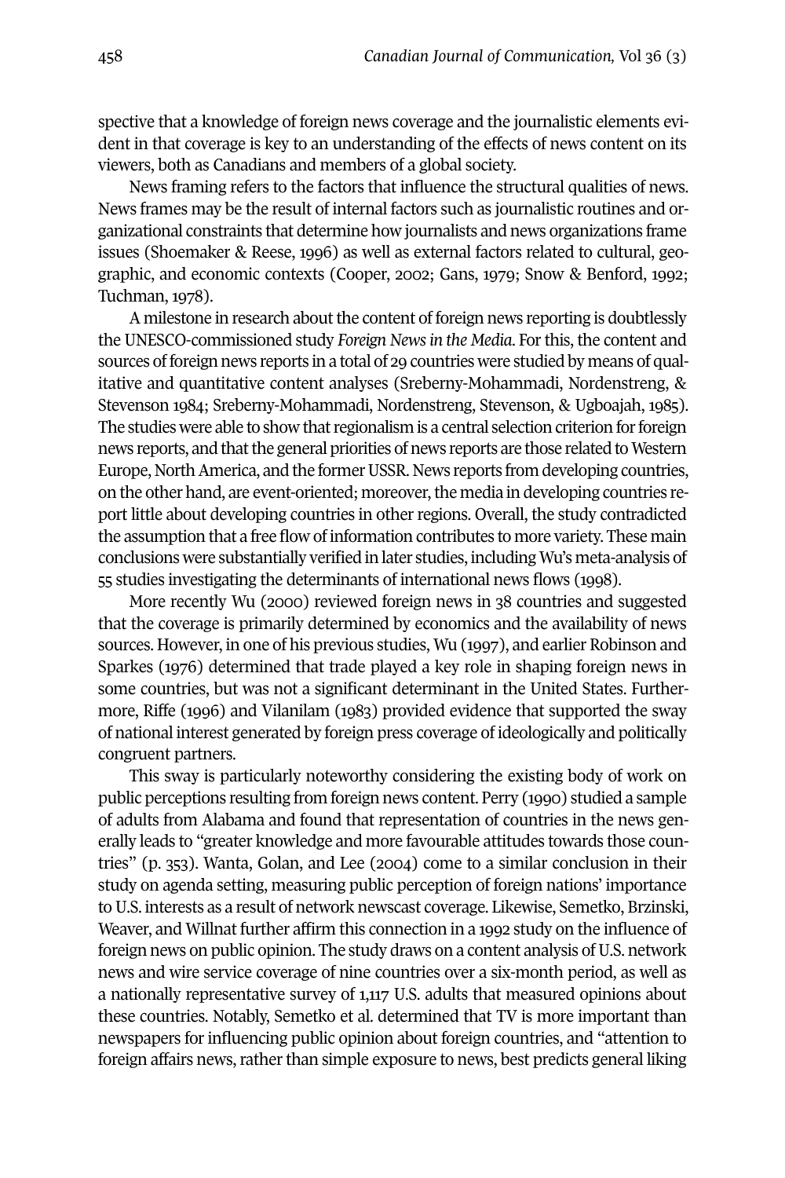spective that a knowledge of foreign news coverage and the journalistic elements evident in that coverage is key to an understanding of the effects of news content on its viewers, both as Canadians and members of a global society.

News framing refers to the factors that influence the structural qualities of news. News frames may be the result of internal factors such as journalistic routines and organizational constraints that determine how journalists and news organizations frame issues (Shoemaker & Reese, 1996) as well as external factors related to cultural, geographic, and economic contexts (Cooper, 2002; Gans, 1979; Snow & Benford, 1992; Tuchman, 1978).

A milestone in research about the content of foreign news reporting is doubtlessly the UNESCO-commissioned study *Foreign News in the Media*. For this, the content and sources of foreign news reports in a total of 29 countries were studied by means of qualitative and quantitative content analyses (Sreberny-Mohammadi, Nordenstreng, & Stevenson 1984; Sreberny-Mohammadi, Nordenstreng, Stevenson, & Ugboajah, 1985). The studies were able to show that regionalism is a central selection criterion for foreign news reports, and that the general priorities of news reports are those related to Western Europe, North America, and the former USSR. News reports from developing countries, on the other hand, are event-oriented; moreover, the media in developing countries report little about developing countries in other regions. Overall, the study contradicted the assumption that a free flow of information contributes to more variety. These main conclusions were substantially verified in later studies, including Wu's meta-analysis of 55 studies investigating the determinants of international news flows (1998).

More recently Wu (2000) reviewed foreign news in 38 countries and suggested that the coverage is primarily determined by economics and the availability of news sources. However, in one of his previous studies, Wu (1997), and earlier Robinson and Sparkes (1976) determined that trade played a key role in shaping foreign news in some countries, but was not a significant determinant in the United States. Furthermore, Riffe (1996) and Vilanilam (1983) provided evidence that supported the sway of national interest generated by foreign press coverage of ideologically and politically congruent partners.

This sway is particularly noteworthy considering the existing body of work on public perceptions resulting from foreign news content. Perry (1990) studied a sample of adults from Alabama and found that representation of countries in the news generally leads to "greater knowledge and more favourable attitudes towards those countries" (p. 353). Wanta, Golan, and Lee (2004) come to a similar conclusion in their study on agenda setting, measuring public perception of foreign nations' importance to U.S. interests as a result of network newscast coverage. Likewise, Semetko, Brzinski, Weaver, and Willnat further affirm this connection in a 1992 study on the influence of foreign news on public opinion. The study draws on a content analysis of U.S. network news and wire service coverage of nine countries over a six-month period, as well as a nationally representative survey of 1,117 U.S. adults that measured opinions about these countries. Notably, Semetko et al. determined that TV is more important than newspapers for influencing public opinion about foreign countries, and "attention to foreign affairs news, rather than simple exposure to news, best predicts general liking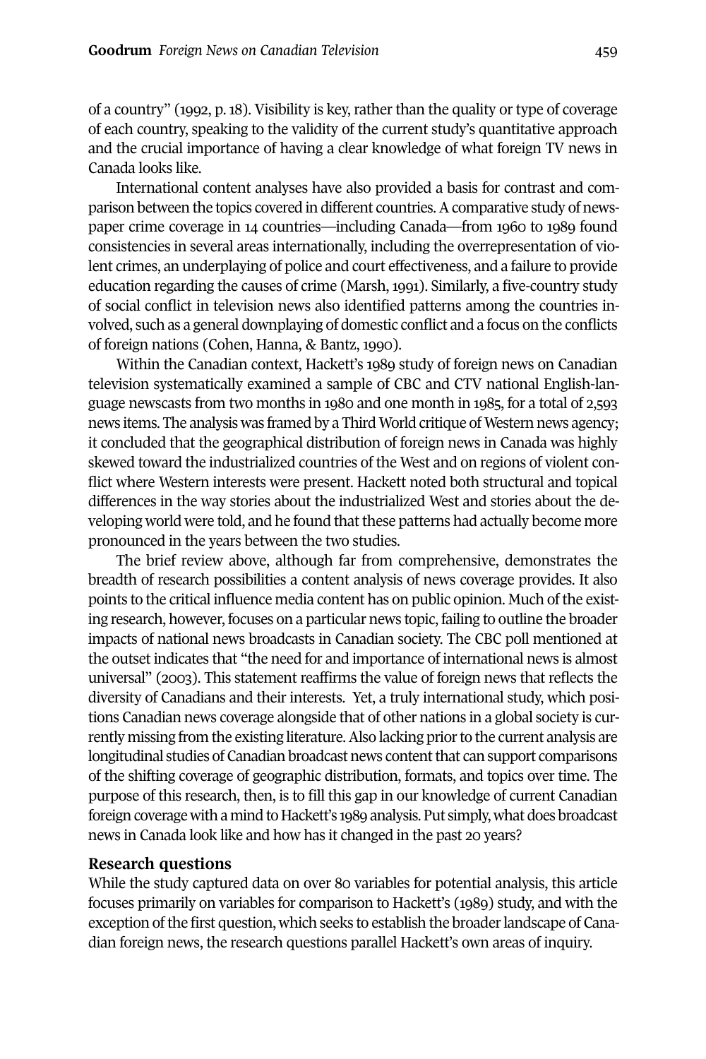of a country" (1992, p. 18). Visibility is key, rather than the quality or type of coverage of each country, speaking to the validity of the current study's quantitative approach and the crucial importance of having a clear knowledge of what foreign TV news in Canada looks like.

International content analyses have also provided a basis for contrast and comparison between the topics covered in different countries. A comparative study of newspaper crime coverage in 14 countries—including Canada—from 1960 to 1989 found consistencies in several areas internationally, including the overrepresentation of violent crimes, an underplaying of police and court effectiveness, and a failure to provide education regarding the causes of crime (Marsh, 1991). Similarly, a five-country study of social conflict in television news also identified patterns among the countries involved, such as a general downplaying of domestic conflict and a focus on the conflicts of foreign nations (Cohen, Hanna, & Bantz, 1990).

Within the Canadian context, Hackett's 1989 study of foreign news on Canadian television systematically examined a sample of CBC and CTV national English-language newscasts from two months in 1980 and one month in 1985, for a total of 2,593 news items. The analysis was framed by a Third World critique of Western news agency; it concluded that the geographical distribution of foreign news in Canada was highly skewed toward the industrialized countries of the West and on regions of violent conflict where Western interests were present. Hackett noted both structural and topical differences in the way stories about the industrialized West and stories about the developing world were told, and he found that these patterns had actually become more pronounced in the years between the two studies.

The brief review above, although far from comprehensive, demonstrates the breadth of research possibilities a content analysis of news coverage provides. It also points to the critical influence media content has on public opinion. Much of the existing research, however, focuses on a particular news topic, failing to outline the broader impacts of national news broadcasts in Canadian society. The CBC poll mentioned at the outset indicates that "the need for and importance of international news is almost universal" (2003). This statement reaffirms the value of foreign news that reflects the diversity of Canadians and their interests. Yet, a truly international study, which positions Canadian news coverage alongside that of other nations in a global society is currently missing from the existing literature. Also lacking prior to the current analysis are longitudinal studies of Canadian broadcast news content that can support comparisons of the shifting coverage of geographic distribution, formats, and topics over time. The purpose of this research, then, is to fill this gap in our knowledge of current Canadian foreign coverage with a mind to Hackett's 1989 analysis. Put simply, what does broadcast news in Canada look like and how has it changed in the past 20 years?

## Research questions

While the study captured data on over 80 variables for potential analysis, this article focuses primarily on variables for comparison to Hackett's (1989) study, and with the exception of the first question, which seeks to establish the broader landscape of Canadian foreign news, the research questions parallel Hackett's own areas of inquiry.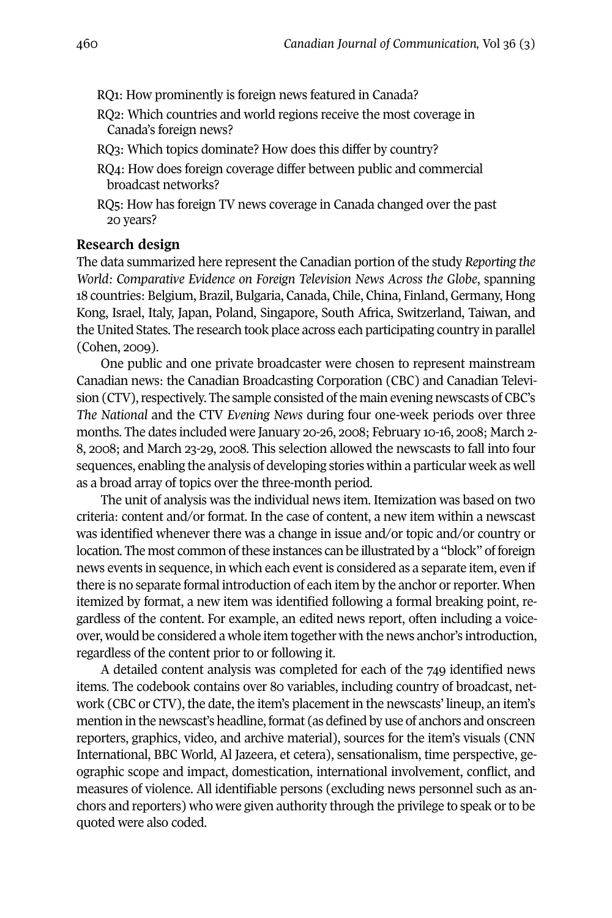RQ1: How prominently is foreign news featured in Canada?

RQ2: Which countries and world regions receive the most coverage in Canada's foreign news?

RQ3: Which topics dominate? How does this differ by country?

RQ4: How does foreign coverage differ between public and commercial broadcast networks?

RQ5: How has foreign TV news coverage in Canada changed over the past 20 years?

## Research design

The data summarized here represent the Canadian portion of the study *Reporting the World: Comparative Evidence on Foreign Television News Across the Globe*, spanning 18 countries: Belgium, Brazil, Bulgaria, Canada, Chile, China, Finland, Germany, Hong Kong, Israel, Italy, Japan, Poland, Singapore, South Africa, Switzerland, Taiwan, and the United States. The research took place across each participating country in parallel (Cohen, 2009).

One public and one private broadcaster were chosen to represent mainstream Canadian news: the Canadian Broadcasting Corporation (CBC) and Canadian Television (CTV), respectively. The sample consisted of the main evening newscasts of CBC's *The National* and the CTV *Evening News* during four one-week periods over three months. The dates included were January 20-26, 2008; February 10-16, 2008; March 2-8, 2008; and March 23-29, 2008. This selection allowed the newscasts to fall into four sequences, enabling the analysis of developing stories within a particular week as well as a broad array of topics over the three-month period.

The unit of analysis was the individual news item. Itemization was based on two criteria: content and/or format. In the case of content, a new item within a newscast was identified whenever there was a change in issue and/or topic and/or country or location. The most common of these instances can be illustrated by a "block" of foreign news events in sequence, in which each event is considered as a separate item, even if there is no separate formal introduction of each item by the anchor or reporter. When itemized by format, a new item was identified following a formal breaking point, regardless of the content. For example, an edited news report, often including a voice-over, would be considered a whole item together with the news anchor's introduction, regardless of the content prior to or following it.

A detailed content analysis was completed for each of the 749 identified news items. The codebook contains over 80 variables, including country of broadcast, network (CBC or CTV), the date, the item's placement in the newscasts' lineup, an item's mention in the newscast's headline, format (as defined by use of anchors and onscreen reporters, graphics, video, and archive material), sources for the item's visuals (CNN International, BBC World, Al Jazeera, et cetera), sensationalism, time perspective, geographic scope and impact, domestication, international involvement, conflict, and measures of violence. All identifiable persons (excluding news personnel such as anchors and reporters) who were given authority through the privilege to speak or to be quoted were also coded.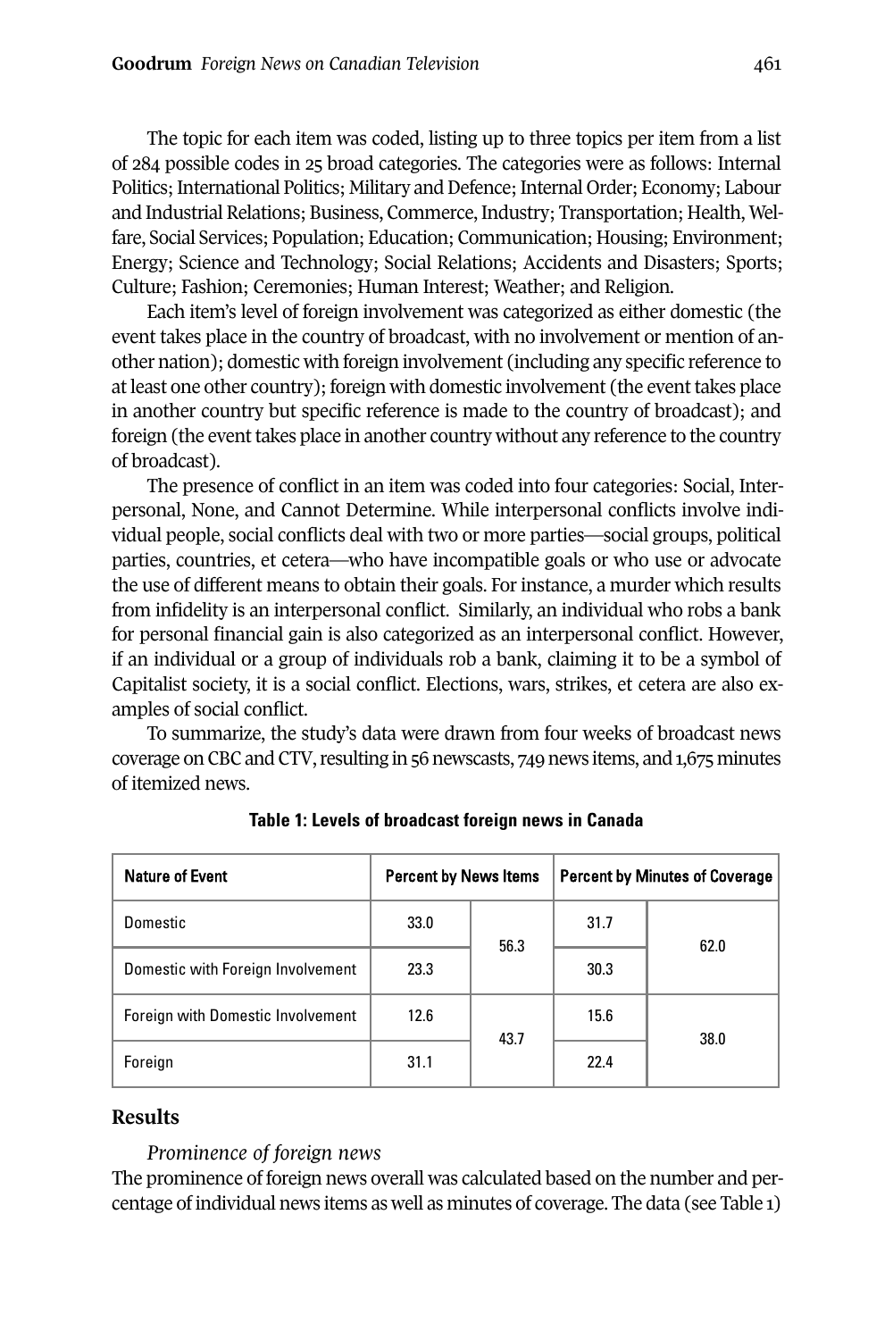The topic for each item was coded, listing up to three topics per item from a list of 284 possible codes in 25 broad categories. The categories were as follows: Internal Politics; International Politics; Military and Defence; Internal Order; Economy; Labour and Industrial Relations; Business, Commerce, Industry; Transportation; Health, Welfare, Social Services; Population; Education; Communication; Housing; Environment; Energy; Science and Technology; Social Relations; Accidents and Disasters; Sports; Culture; Fashion; Ceremonies; Human Interest; Weather; and Religion.

Each item's level of foreign involvement was categorized as either domestic (the event takes place in the country of broadcast, with no involvement or mention of another nation); domestic with foreign involvement (including any specific reference to at least one other country); foreign with domestic involvement (the event takes place in another country but specific reference is made to the country of broadcast); and foreign (the event takes place in another country without any reference to the country of broadcast).

The presence of conflict in an item was coded into four categories: Social, Interpersonal, None, and Cannot Determine. While interpersonal conflicts involve individual people, social conflicts deal with two or more parties—social groups, political parties, countries, et cetera—who have incompatible goals or who use or advocate the use of different means to obtain their goals. For instance, a murder which results from infidelity is an interpersonal conflict. Similarly, an individual who robs a bank for personal financial gain is also categorized as an interpersonal conflict. However, if an individual or a group of individuals rob a bank, claiming it to be a symbol of Capitalist society, it is a social conflict. Elections, wars, strikes, et cetera are also examples of social conflict.

To summarize, the study's data were drawn from four weeks of broadcast news coverage on CBC and CTV, resulting in 56 newscasts, 749 news items, and 1,675 minutes of itemized news.

**Table 1: Levels of broadcast foreign news in Canada**

| Nature of Event | Percent by News Items | | Percent by Minutes of Coverage | |
|---|---|---|---|---|
| Domestic | 33.0 | 56.3 | 31.7 | 62.0 |
| Domestic with Foreign Involvement | 23.3 | | 30.3 | |
| Foreign with Domestic Involvement | 12.6 | 43.7 | 15.6 | 38.0 |
| Foreign | 31.1 | | 22.4 | |

## Results

*Prominence of foreign news*

The prominence of foreign news overall was calculated based on the number and percentage of individual news items as well as minutes of coverage. The data (see Table 1)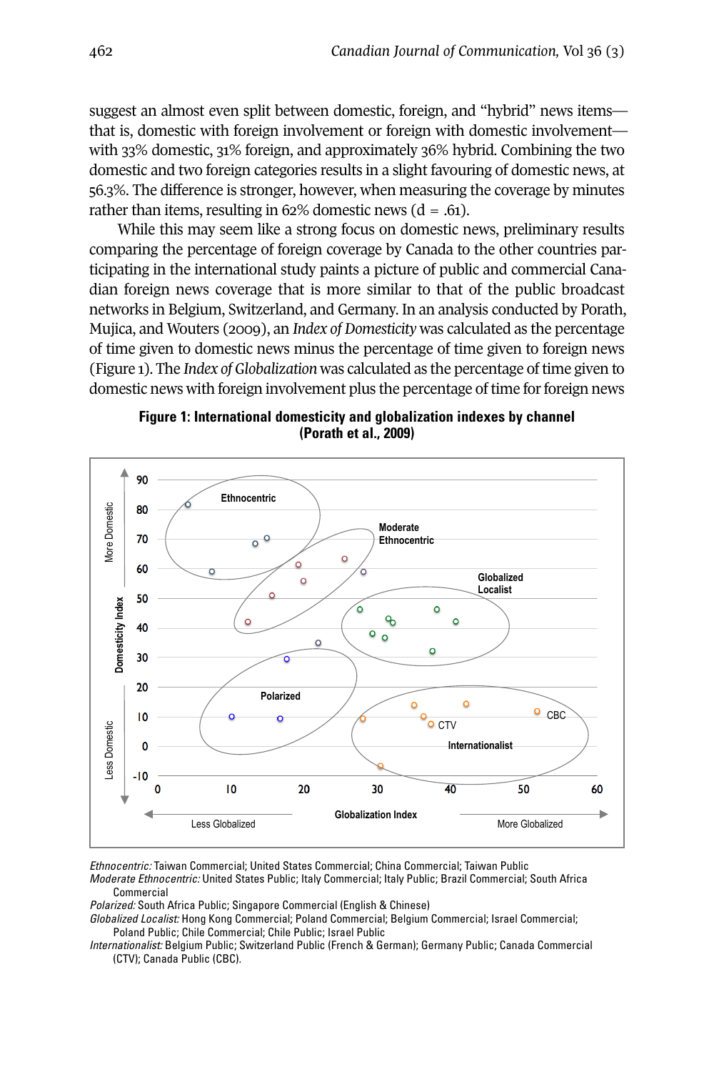suggest an almost even split between domestic, foreign, and "hybrid" news items—that is, domestic with foreign involvement or foreign with domestic involvement—with 33% domestic, 31% foreign, and approximately 36% hybrid. Combining the two domestic and two foreign categories results in a slight favouring of domestic news, at 56.3%. The difference is stronger, however, when measuring the coverage by minutes rather than items, resulting in 62% domestic news (d = .61).

While this may seem like a strong focus on domestic news, preliminary results comparing the percentage of foreign coverage by Canada to the other countries participating in the international study paints a picture of public and commercial Canadian foreign news coverage that is more similar to that of the public broadcast networks in Belgium, Switzerland, and Germany. In an analysis conducted by Porath, Mujica, and Wouters (2009), an *Index of Domesticity* was calculated as the percentage of time given to domestic news minus the percentage of time given to foreign news (Figure 1). The *Index of Globalization* was calculated as the percentage of time given to domestic news with foreign involvement plus the percentage of time for foreign news

**Figure 1: International domesticity and globalization indexes by channel (Porath et al., 2009)**

*Ethnocentric:* Taiwan Commercial; United States Commercial; China Commercial; Taiwan Public
*Moderate Ethnocentric:* United States Public; Italy Commercial; Italy Public; Brazil Commercial; South Africa Commercial
*Polarized:* South Africa Public; Singapore Commercial (English & Chinese)
*Globalized Localist:* Hong Kong Commercial; Poland Commercial; Belgium Commercial; Israel Commercial; Poland Public; Chile Commercial; Chile Public; Israel Public
*Internationalist:* Belgium Public; Switzerland Public (French & German); Germany Public; Canada Commercial (CTV); Canada Public (CBC).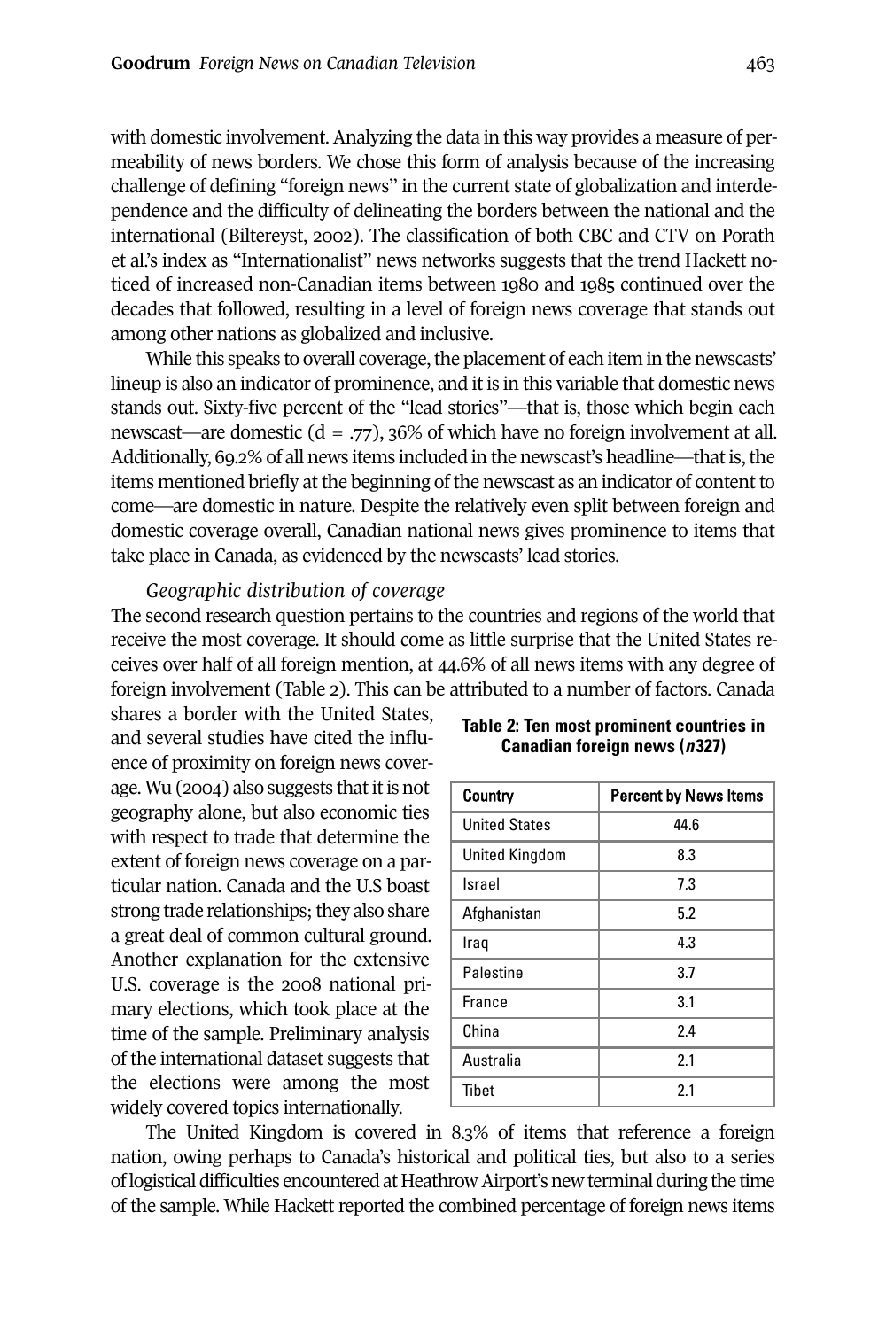with domestic involvement. Analyzing the data in this way provides a measure of permeability of news borders. We chose this form of analysis because of the increasing challenge of defining "foreign news" in the current state of globalization and interdependence and the difficulty of delineating the borders between the national and the international (Biltereyst, 2002). The classification of both CBC and CTV on Porath et al.'s index as "Internationalist" news networks suggests that the trend Hackett noticed of increased non-Canadian items between 1980 and 1985 continued over the decades that followed, resulting in a level of foreign news coverage that stands out among other nations as globalized and inclusive.

While this speaks to overall coverage, the placement of each item in the newscasts' lineup is also an indicator of prominence, and it is in this variable that domestic news stands out. Sixty-five percent of the "lead stories"—that is, those which begin each newscast—are domestic ($d = .77$), 36% of which have no foreign involvement at all. Additionally, 69.2% of all news items included in the newscast's headline—that is, the items mentioned briefly at the beginning of the newscast as an indicator of content to come—are domestic in nature. Despite the relatively even split between foreign and domestic coverage overall, Canadian national news gives prominence to items that take place in Canada, as evidenced by the newscasts' lead stories.

*Geographic distribution of coverage*

The second research question pertains to the countries and regions of the world that receive the most coverage. It should come as little surprise that the United States receives over half of all foreign mention, at 44.6% of all news items with any degree of foreign involvement (Table 2). This can be attributed to a number of factors. Canada shares a border with the United States, and several studies have cited the influence of proximity on foreign news coverage. Wu (2004) also suggests that it is not geography alone, but also economic ties with respect to trade that determine the extent of foreign news coverage on a particular nation. Canada and the U.S boast strong trade relationships; they also share a great deal of common cultural ground. Another explanation for the extensive U.S. coverage is the 2008 national primary elections, which took place at the time of the sample. Preliminary analysis of the international dataset suggests that the elections were among the most widely covered topics internationally.

**Table 2: Ten most prominent countries in Canadian foreign news (*n*327)**

| Country | Percent by News Items |
|---|---|
| United States | 44.6 |
| United Kingdom | 8.3 |
| Israel | 7.3 |
| Afghanistan | 5.2 |
| Iraq | 4.3 |
| Palestine | 3.7 |
| France | 3.1 |
| China | 2.4 |
| Australia | 2.1 |
| Tibet | 2.1 |

The United Kingdom is covered in 8.3% of items that reference a foreign nation, owing perhaps to Canada's historical and political ties, but also to a series of logistical difficulties encountered at Heathrow Airport's new terminal during the time of the sample. While Hackett reported the combined percentage of foreign news items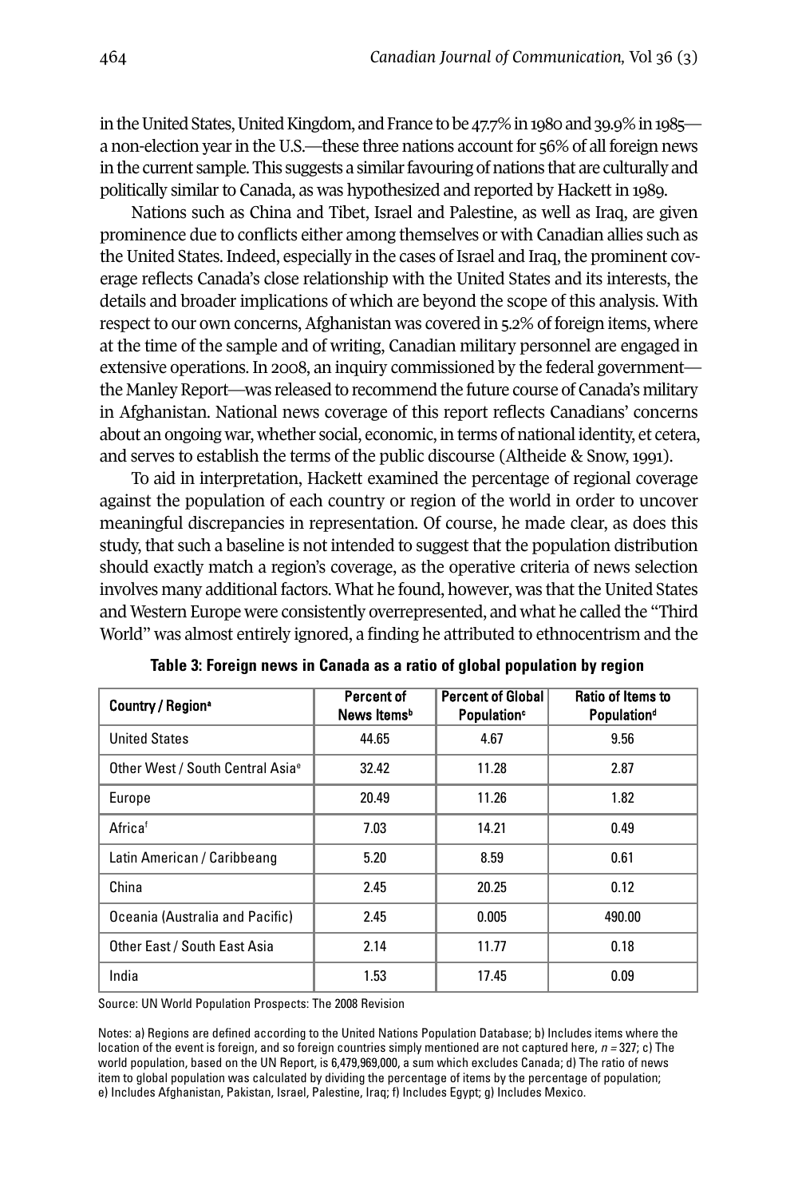in the United States, United Kingdom, and France to be 47.7% in 1980 and 39.9% in 1985—a non-election year in the U.S.—these three nations account for 56% of all foreign news in the current sample. This suggests a similar favouring of nations that are culturally and politically similar to Canada, as was hypothesized and reported by Hackett in 1989.

Nations such as China and Tibet, Israel and Palestine, as well as Iraq, are given prominence due to conflicts either among themselves or with Canadian allies such as the United States. Indeed, especially in the cases of Israel and Iraq, the prominent coverage reflects Canada's close relationship with the United States and its interests, the details and broader implications of which are beyond the scope of this analysis. With respect to our own concerns, Afghanistan was covered in 5.2% of foreign items, where at the time of the sample and of writing, Canadian military personnel are engaged in extensive operations. In 2008, an inquiry commissioned by the federal government—the Manley Report—was released to recommend the future course of Canada's military in Afghanistan. National news coverage of this report reflects Canadians' concerns about an ongoing war, whether social, economic, in terms of national identity, et cetera, and serves to establish the terms of the public discourse (Altheide & Snow, 1991).

To aid in interpretation, Hackett examined the percentage of regional coverage against the population of each country or region of the world in order to uncover meaningful discrepancies in representation. Of course, he made clear, as does this study, that such a baseline is not intended to suggest that the population distribution should exactly match a region's coverage, as the operative criteria of news selection involves many additional factors. What he found, however, was that the United States and Western Europe were consistently overrepresented, and what he called the "Third World" was almost entirely ignored, a finding he attributed to ethnocentrism and the

**Table 3: Foreign news in Canada as a ratio of global population by region**

| Country / Region[a] | Percent of News Items[b] | Percent of Global Population[c] | Ratio of Items to Population[d] |
|---|---|---|---|
| United States | 44.65 | 4.67 | 9.56 |
| Other West / South Central Asia[e] | 32.42 | 11.28 | 2.87 |
| Europe | 20.49 | 11.26 | 1.82 |
| Africa[f] | 7.03 | 14.21 | 0.49 |
| Latin American / Caribbeang | 5.20 | 8.59 | 0.61 |
| China | 2.45 | 20.25 | 0.12 |
| Oceania (Australia and Pacific) | 2.45 | 0.005 | 490.00 |
| Other East / South East Asia | 2.14 | 11.77 | 0.18 |
| India | 1.53 | 17.45 | 0.09 |

Source: UN World Population Prospects: The 2008 Revision

Notes: a) Regions are defined according to the United Nations Population Database; b) Includes items where the location of the event is foreign, and so foreign countries simply mentioned are not captured here, *n* = 327; c) The world population, based on the UN Report, is 6,479,969,000, a sum which excludes Canada; d) The ratio of news item to global population was calculated by dividing the percentage of items by the percentage of population; e) Includes Afghanistan, Pakistan, Israel, Palestine, Iraq; f) Includes Egypt; g) Includes Mexico.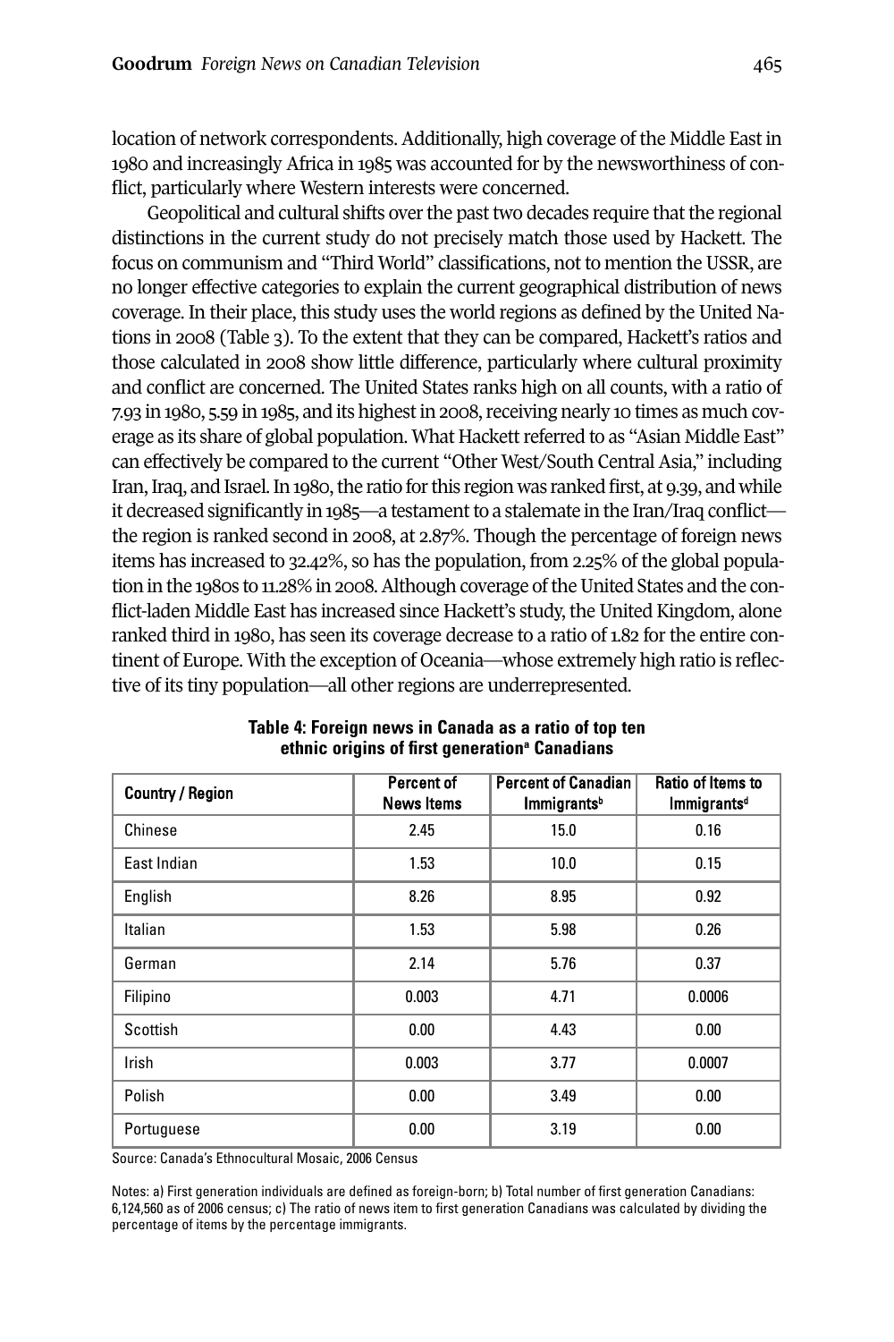location of network correspondents. Additionally, high coverage of the Middle East in 1980 and increasingly Africa in 1985 was accounted for by the newsworthiness of conflict, particularly where Western interests were concerned.

Geopolitical and cultural shifts over the past two decades require that the regional distinctions in the current study do not precisely match those used by Hackett. The focus on communism and "Third World" classifications, not to mention the USSR, are no longer effective categories to explain the current geographical distribution of news coverage. In their place, this study uses the world regions as defined by the United Nations in 2008 (Table 3). To the extent that they can be compared, Hackett's ratios and those calculated in 2008 show little difference, particularly where cultural proximity and conflict are concerned. The United States ranks high on all counts, with a ratio of 7.93 in 1980, 5.59 in 1985, and its highest in 2008, receiving nearly 10 times as much coverage as its share of global population. What Hackett referred to as "Asian Middle East" can effectively be compared to the current "Other West/South Central Asia," including Iran, Iraq, and Israel. In 1980, the ratio for this region was ranked first, at 9.39, and while it decreased significantly in 1985—a testament to a stalemate in the Iran/Iraq conflict—the region is ranked second in 2008, at 2.87%. Though the percentage of foreign news items has increased to 32.42%, so has the population, from 2.25% of the global population in the 1980s to 11.28% in 2008. Although coverage of the United States and the conflict-laden Middle East has increased since Hackett's study, the United Kingdom, alone ranked third in 1980, has seen its coverage decrease to a ratio of 1.82 for the entire continent of Europe. With the exception of Oceania—whose extremely high ratio is reflective of its tiny population—all other regions are underrepresented.

**Table 4: Foreign news in Canada as a ratio of top ten ethnic origins of first generation[a] Canadians**

| Country / Region | Percent of News Items | Percent of Canadian Immigrants[b] | Ratio of Items to Immigrants[d] |
|---|---|---|---|
| Chinese | 2.45 | 15.0 | 0.16 |
| East Indian | 1.53 | 10.0 | 0.15 |
| English | 8.26 | 8.95 | 0.92 |
| Italian | 1.53 | 5.98 | 0.26 |
| German | 2.14 | 5.76 | 0.37 |
| Filipino | 0.003 | 4.71 | 0.0006 |
| Scottish | 0.00 | 4.43 | 0.00 |
| Irish | 0.003 | 3.77 | 0.0007 |
| Polish | 0.00 | 3.49 | 0.00 |
| Portuguese | 0.00 | 3.19 | 0.00 |

Source: Canada's Ethnocultural Mosaic, 2006 Census

Notes: a) First generation individuals are defined as foreign-born; b) Total number of first generation Canadians: 6,124,560 as of 2006 census; c) The ratio of news item to first generation Canadians was calculated by dividing the percentage of items by the percentage immigrants.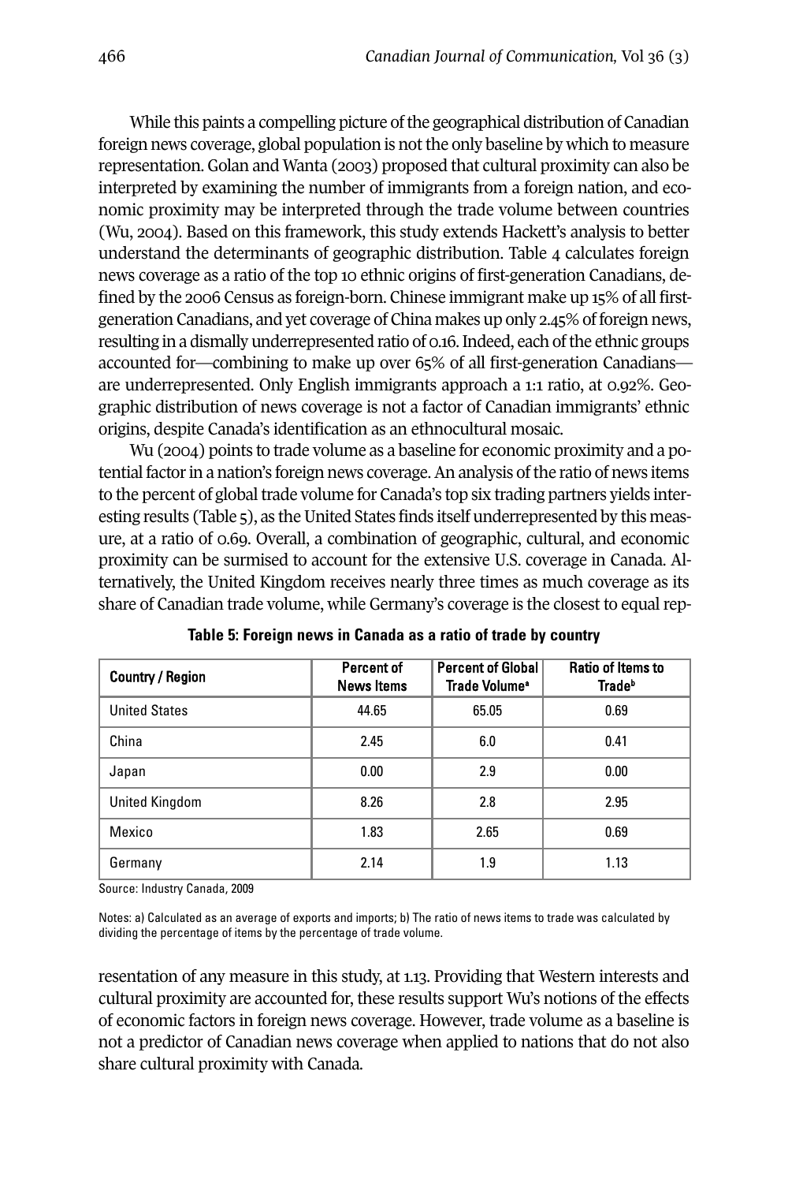While this paints a compelling picture of the geographical distribution of Canadian foreign news coverage, global population is not the only baseline by which to measure representation. Golan and Wanta (2003) proposed that cultural proximity can also be interpreted by examining the number of immigrants from a foreign nation, and economic proximity may be interpreted through the trade volume between countries (Wu, 2004). Based on this framework, this study extends Hackett's analysis to better understand the determinants of geographic distribution. Table 4 calculates foreign news coverage as a ratio of the top 10 ethnic origins of first-generation Canadians, defined by the 2006 Census as foreign-born. Chinese immigrant make up 15% of all first-generation Canadians, and yet coverage of China makes up only 2.45% of foreign news, resulting in a dismally underrepresented ratio of 0.16. Indeed, each of the ethnic groups accounted for—combining to make up over 65% of all first-generation Canadians—are underrepresented. Only English immigrants approach a 1:1 ratio, at 0.92%. Geographic distribution of news coverage is not a factor of Canadian immigrants' ethnic origins, despite Canada's identification as an ethnocultural mosaic.

Wu (2004) points to trade volume as a baseline for economic proximity and a potential factor in a nation's foreign news coverage. An analysis of the ratio of news items to the percent of global trade volume for Canada's top six trading partners yields interesting results (Table 5), as the United States finds itself underrepresented by this measure, at a ratio of 0.69. Overall, a combination of geographic, cultural, and economic proximity can be surmised to account for the extensive U.S. coverage in Canada. Alternatively, the United Kingdom receives nearly three times as much coverage as its share of Canadian trade volume, while Germany's coverage is the closest to equal representation of any measure in this study, at 1.13. Providing that Western interests and cultural proximity are accounted for, these results support Wu's notions of the effects of economic factors in foreign news coverage. However, trade volume as a baseline is not a predictor of Canadian news coverage when applied to nations that do not also share cultural proximity with Canada.

**Table 5: Foreign news in Canada as a ratio of trade by country**

| Country / Region | Percent of News Items | Percent of Global Trade Volume[a] | Ratio of Items to Trade[b] |
|---|---|---|---|
| United States | 44.65 | 65.05 | 0.69 |
| China | 2.45 | 6.0 | 0.41 |
| Japan | 0.00 | 2.9 | 0.00 |
| United Kingdom | 8.26 | 2.8 | 2.95 |
| Mexico | 1.83 | 2.65 | 0.69 |
| Germany | 2.14 | 1.9 | 1.13 |

Source: Industry Canada, 2009

Notes: a) Calculated as an average of exports and imports; b) The ratio of news items to trade was calculated by dividing the percentage of items by the percentage of trade volume.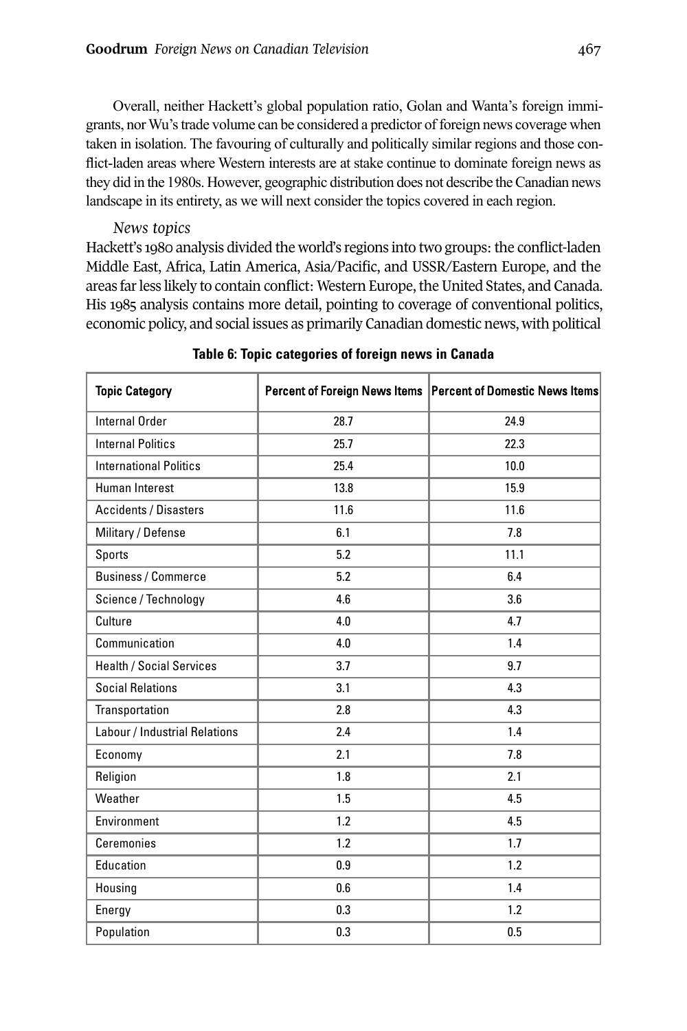Overall, neither Hackett's global population ratio, Golan and Wanta's foreign immigrants, nor Wu's trade volume can be considered a predictor of foreign news coverage when taken in isolation. The favouring of culturally and politically similar regions and those conflict-laden areas where Western interests are at stake continue to dominate foreign news as they did in the 1980s. However, geographic distribution does not describe the Canadian news landscape in its entirety, as we will next consider the topics covered in each region.

*News topics*

Hackett's 1980 analysis divided the world's regions into two groups: the conflict-laden Middle East, Africa, Latin America, Asia/Pacific, and USSR/Eastern Europe, and the areas far less likely to contain conflict: Western Europe, the United States, and Canada. His 1985 analysis contains more detail, pointing to coverage of conventional politics, economic policy, and social issues as primarily Canadian domestic news, with political

**Table 6: Topic categories of foreign news in Canada**

| Topic Category | Percent of Foreign News Items | Percent of Domestic News Items |
|---|---|---|
| Internal Order | 28.7 | 24.9 |
| Internal Politics | 25.7 | 22.3 |
| International Politics | 25.4 | 10.0 |
| Human Interest | 13.8 | 15.9 |
| Accidents / Disasters | 11.6 | 11.6 |
| Military / Defense | 6.1 | 7.8 |
| Sports | 5.2 | 11.1 |
| Business / Commerce | 5.2 | 6.4 |
| Science / Technology | 4.6 | 3.6 |
| Culture | 4.0 | 4.7 |
| Communication | 4.0 | 1.4 |
| Health / Social Services | 3.7 | 9.7 |
| Social Relations | 3.1 | 4.3 |
| Transportation | 2.8 | 4.3 |
| Labour / Industrial Relations | 2.4 | 1.4 |
| Economy | 2.1 | 7.8 |
| Religion | 1.8 | 2.1 |
| Weather | 1.5 | 4.5 |
| Environment | 1.2 | 4.5 |
| Ceremonies | 1.2 | 1.7 |
| Education | 0.9 | 1.2 |
| Housing | 0.6 | 1.4 |
| Energy | 0.3 | 1.2 |
| Population | 0.3 | 0.5 |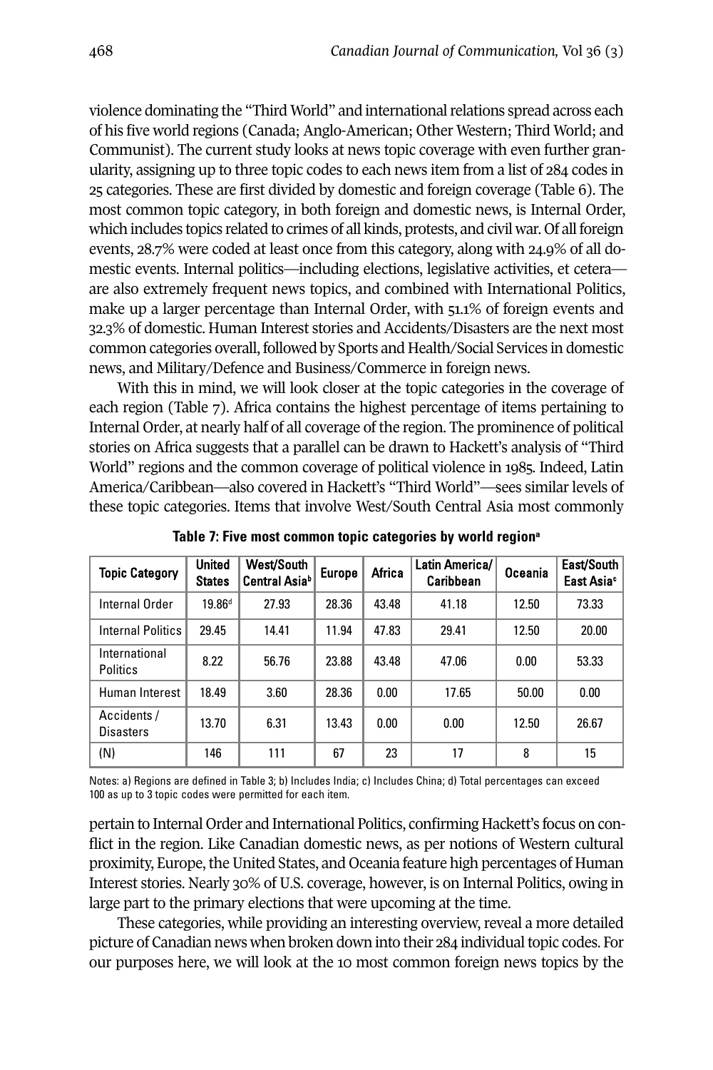violence dominating the "Third World" and international relations spread across each of his five world regions (Canada; Anglo-American; Other Western; Third World; and Communist). The current study looks at news topic coverage with even further granularity, assigning up to three topic codes to each news item from a list of 284 codes in 25 categories. These are first divided by domestic and foreign coverage (Table 6). The most common topic category, in both foreign and domestic news, is Internal Order, which includes topics related to crimes of all kinds, protests, and civil war. Of all foreign events, 28.7% were coded at least once from this category, along with 24.9% of all domestic events. Internal politics—including elections, legislative activities, et cetera—are also extremely frequent news topics, and combined with International Politics, make up a larger percentage than Internal Order, with 51.1% of foreign events and 32.3% of domestic. Human Interest stories and Accidents/Disasters are the next most common categories overall, followed by Sports and Health/Social Services in domestic news, and Military/Defence and Business/Commerce in foreign news.

With this in mind, we will look closer at the topic categories in the coverage of each region (Table 7). Africa contains the highest percentage of items pertaining to Internal Order, at nearly half of all coverage of the region. The prominence of political stories on Africa suggests that a parallel can be drawn to Hackett's analysis of "Third World" regions and the common coverage of political violence in 1985. Indeed, Latin America/Caribbean—also covered in Hackett's "Third World"—sees similar levels of these topic categories. Items that involve West/South Central Asia most commonly

**Table 7: Five most common topic categories by world region[a]**

| Topic Category | United States | West/South Central Asia[b] | Europe | Africa | Latin America/ Caribbean | Oceania | East/South East Asia[c] |
|---|---|---|---|---|---|---|---|
| Internal Order | 19.86[d] | 27.93 | 28.36 | 43.48 | 41.18 | 12.50 | 73.33 |
| Internal Politics | 29.45 | 14.41 | 11.94 | 47.83 | 29.41 | 12.50 | 20.00 |
| International Politics | 8.22 | 56.76 | 23.88 | 43.48 | 47.06 | 0.00 | 53.33 |
| Human Interest | 18.49 | 3.60 | 28.36 | 0.00 | 17.65 | 50.00 | 0.00 |
| Accidents / Disasters | 13.70 | 6.31 | 13.43 | 0.00 | 0.00 | 12.50 | 26.67 |
| (N) | 146 | 111 | 67 | 23 | 17 | 8 | 15 |

Notes: a) Regions are defined in Table 3; b) Includes India; c) Includes China; d) Total percentages can exceed 100 as up to 3 topic codes were permitted for each item.

pertain to Internal Order and International Politics, confirming Hackett's focus on conflict in the region. Like Canadian domestic news, as per notions of Western cultural proximity, Europe, the United States, and Oceania feature high percentages of Human Interest stories. Nearly 30% of U.S. coverage, however, is on Internal Politics, owing in large part to the primary elections that were upcoming at the time.

These categories, while providing an interesting overview, reveal a more detailed picture of Canadian news when broken down into their 284 individual topic codes. For our purposes here, we will look at the 10 most common foreign news topics by the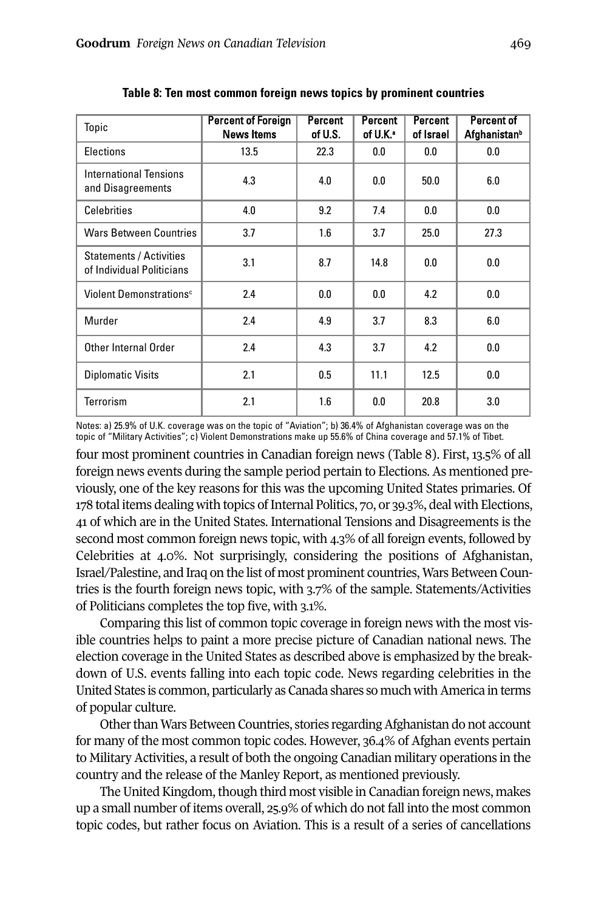**Table 8: Ten most common foreign news topics by prominent countries**

| Topic | Percent of Foreign News Items | Percent of U.S. | Percent of U.K.[a] | Percent of Israel | Percent of Afghanistan[b] |
|---|---|---|---|---|---|
| Elections | 13.5 | 22.3 | 0.0 | 0.0 | 0.0 |
| International Tensions and Disagreements | 4.3 | 4.0 | 0.0 | 50.0 | 6.0 |
| Celebrities | 4.0 | 9.2 | 7.4 | 0.0 | 0.0 |
| Wars Between Countries | 3.7 | 1.6 | 3.7 | 25.0 | 27.3 |
| Statements / Activities of Individual Politicians | 3.1 | 8.7 | 14.8 | 0.0 | 0.0 |
| Violent Demonstrations[c] | 2.4 | 0.0 | 0.0 | 4.2 | 0.0 |
| Murder | 2.4 | 4.9 | 3.7 | 8.3 | 6.0 |
| Other Internal Order | 2.4 | 4.3 | 3.7 | 4.2 | 0.0 |
| Diplomatic Visits | 2.1 | 0.5 | 11.1 | 12.5 | 0.0 |
| Terrorism | 2.1 | 1.6 | 0.0 | 20.8 | 3.0 |

Notes: a) 25.9% of U.K. coverage was on the topic of "Aviation"; b) 36.4% of Afghanistan coverage was on the topic of "Military Activities"; c) Violent Demonstrations make up 55.6% of China coverage and 57.1% of Tibet.

four most prominent countries in Canadian foreign news (Table 8). First, 13.5% of all foreign news events during the sample period pertain to Elections. As mentioned previously, one of the key reasons for this was the upcoming United States primaries. Of 178 total items dealing with topics of Internal Politics, 70, or 39.3%, deal with Elections, 41 of which are in the United States. International Tensions and Disagreements is the second most common foreign news topic, with 4.3% of all foreign events, followed by Celebrities at 4.0%. Not surprisingly, considering the positions of Afghanistan, Israel/Palestine, and Iraq on the list of most prominent countries, Wars Between Countries is the fourth foreign news topic, with 3.7% of the sample. Statements/Activities of Politicians completes the top five, with 3.1%.

Comparing this list of common topic coverage in foreign news with the most visible countries helps to paint a more precise picture of Canadian national news. The election coverage in the United States as described above is emphasized by the breakdown of U.S. events falling into each topic code. News regarding celebrities in the United States is common, particularly as Canada shares so much with America in terms of popular culture.

Other than Wars Between Countries, stories regarding Afghanistan do not account for many of the most common topic codes. However, 36.4% of Afghan events pertain to Military Activities, a result of both the ongoing Canadian military operations in the country and the release of the Manley Report, as mentioned previously.

The United Kingdom, though third most visible in Canadian foreign news, makes up a small number of items overall, 25.9% of which do not fall into the most common topic codes, but rather focus on Aviation. This is a result of a series of cancellations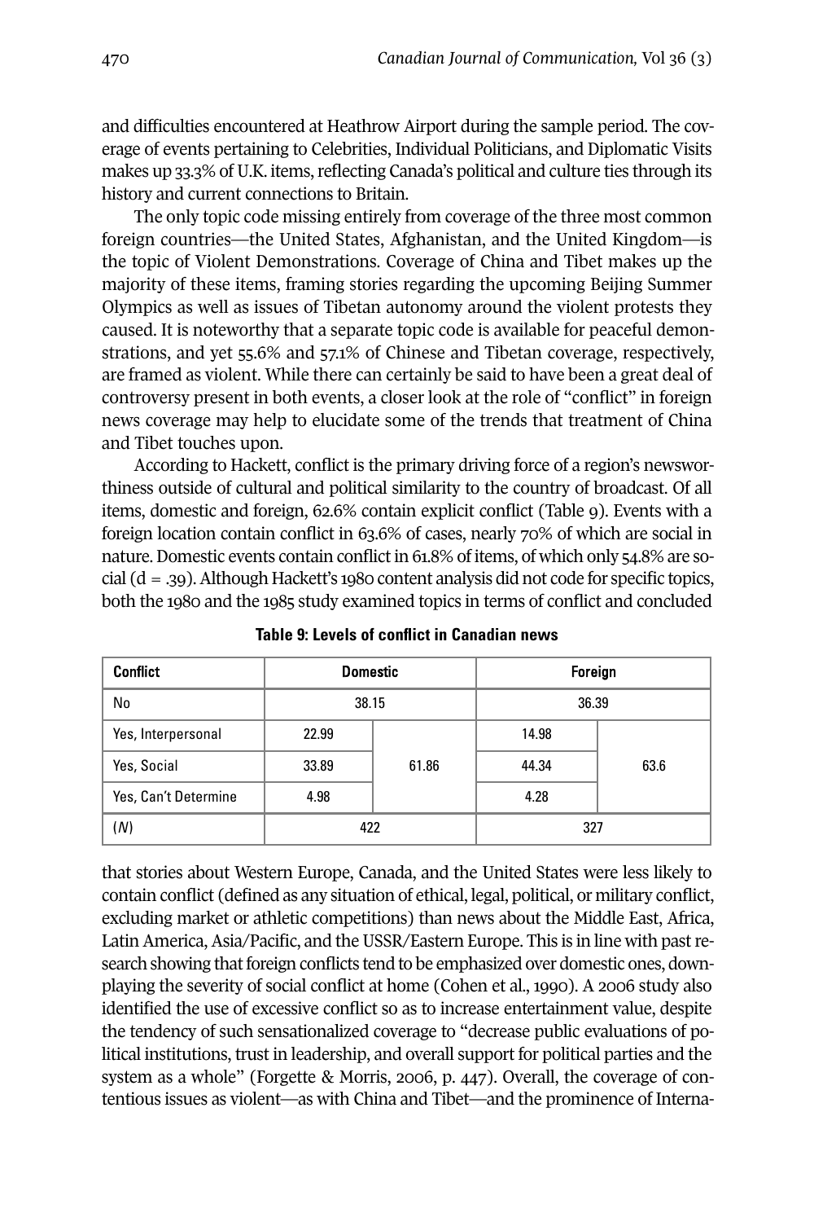and difficulties encountered at Heathrow Airport during the sample period. The coverage of events pertaining to Celebrities, Individual Politicians, and Diplomatic Visits makes up 33.3% of U.K. items, reflecting Canada's political and culture ties through its history and current connections to Britain.

The only topic code missing entirely from coverage of the three most common foreign countries—the United States, Afghanistan, and the United Kingdom—is the topic of Violent Demonstrations. Coverage of China and Tibet makes up the majority of these items, framing stories regarding the upcoming Beijing Summer Olympics as well as issues of Tibetan autonomy around the violent protests they caused. It is noteworthy that a separate topic code is available for peaceful demonstrations, and yet 55.6% and 57.1% of Chinese and Tibetan coverage, respectively, are framed as violent. While there can certainly be said to have been a great deal of controversy present in both events, a closer look at the role of "conflict" in foreign news coverage may help to elucidate some of the trends that treatment of China and Tibet touches upon.

According to Hackett, conflict is the primary driving force of a region's newsworthiness outside of cultural and political similarity to the country of broadcast. Of all items, domestic and foreign, 62.6% contain explicit conflict (Table 9). Events with a foreign location contain conflict in 63.6% of cases, nearly 70% of which are social in nature. Domestic events contain conflict in 61.8% of items, of which only 54.8% are social (d = .39). Although Hackett's 1980 content analysis did not code for specific topics, both the 1980 and the 1985 study examined topics in terms of conflict and concluded

**Table 9: Levels of conflict in Canadian news**

| Conflict | Domestic | | Foreign | |
|---|---|---|---|---|
| No | 38.15 | | 36.39 | |
| Yes, Interpersonal | 22.99 | 61.86 | 14.98 | 63.6 |
| Yes, Social | 33.89 | | 44.34 | |
| Yes, Can't Determine | 4.98 | | 4.28 | |
| (*N*) | 422 | | 327 | |

that stories about Western Europe, Canada, and the United States were less likely to contain conflict (defined as any situation of ethical, legal, political, or military conflict, excluding market or athletic competitions) than news about the Middle East, Africa, Latin America, Asia/Pacific, and the USSR/Eastern Europe. This is in line with past research showing that foreign conflicts tend to be emphasized over domestic ones, downplaying the severity of social conflict at home (Cohen et al., 1990). A 2006 study also identified the use of excessive conflict so as to increase entertainment value, despite the tendency of such sensationalized coverage to "decrease public evaluations of political institutions, trust in leadership, and overall support for political parties and the system as a whole" (Forgette & Morris, 2006, p. 447). Overall, the coverage of contentious issues as violent—as with China and Tibet—and the prominence of Interna-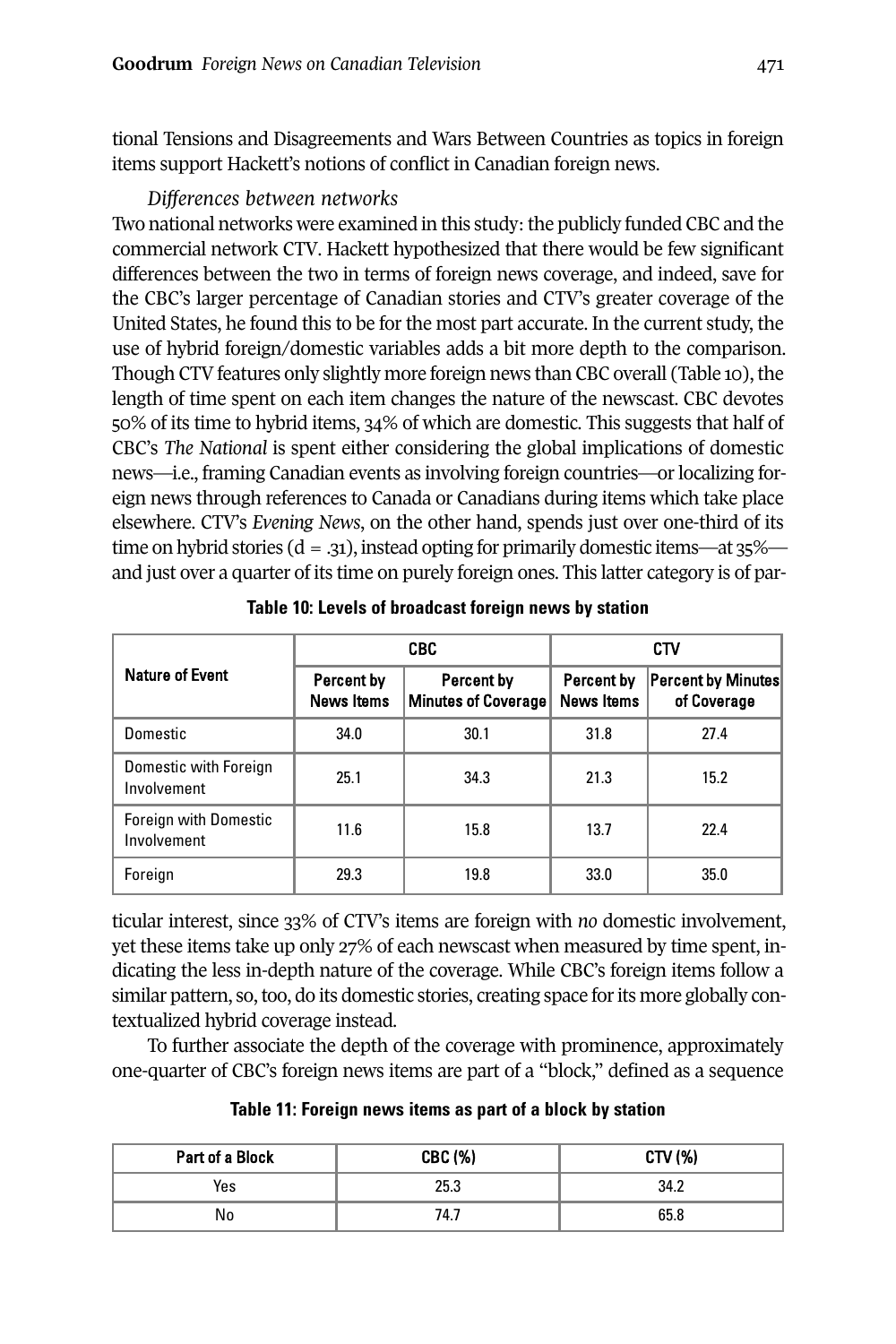tional Tensions and Disagreements and Wars Between Countries as topics in foreign items support Hackett's notions of conflict in Canadian foreign news.

*Differences between networks*

Two national networks were examined in this study: the publicly funded CBC and the commercial network CTV. Hackett hypothesized that there would be few significant differences between the two in terms of foreign news coverage, and indeed, save for the CBC's larger percentage of Canadian stories and CTV's greater coverage of the United States, he found this to be for the most part accurate. In the current study, the use of hybrid foreign/domestic variables adds a bit more depth to the comparison. Though CTV features only slightly more foreign news than CBC overall (Table 10), the length of time spent on each item changes the nature of the newscast. CBC devotes 50% of its time to hybrid items, 34% of which are domestic. This suggests that half of CBC's *The National* is spent either considering the global implications of domestic news—i.e., framing Canadian events as involving foreign countries—or localizing foreign news through references to Canada or Canadians during items which take place elsewhere. CTV's *Evening News*, on the other hand, spends just over one-third of its time on hybrid stories (d = .31), instead opting for primarily domestic items—at 35%—and just over a quarter of its time on purely foreign ones. This latter category is of particular interest, since 33% of CTV's items are foreign with *no* domestic involvement, yet these items take up only 27% of each newscast when measured by time spent, indicating the less in-depth nature of the coverage. While CBC's foreign items follow a similar pattern, so, too, do its domestic stories, creating space for its more globally contextualized hybrid coverage instead.

**Table 10: Levels of broadcast foreign news by station**

| Nature of Event | CBC | | CTV | |
|---|---|---|---|---|
| | Percent by News Items | Percent by Minutes of Coverage | Percent by News Items | Percent by Minutes of Coverage |
| Domestic | 34.0 | 30.1 | 31.8 | 27.4 |
| Domestic with Foreign Involvement | 25.1 | 34.3 | 21.3 | 15.2 |
| Foreign with Domestic Involvement | 11.6 | 15.8 | 13.7 | 22.4 |
| Foreign | 29.3 | 19.8 | 33.0 | 35.0 |

To further associate the depth of the coverage with prominence, approximately one-quarter of CBC's foreign news items are part of a "block," defined as a sequence

**Table 11: Foreign news items as part of a block by station**

| Part of a Block | CBC (%) | CTV (%) |
|---|---|---|
| Yes | 25.3 | 34.2 |
| No | 74.7 | 65.8 |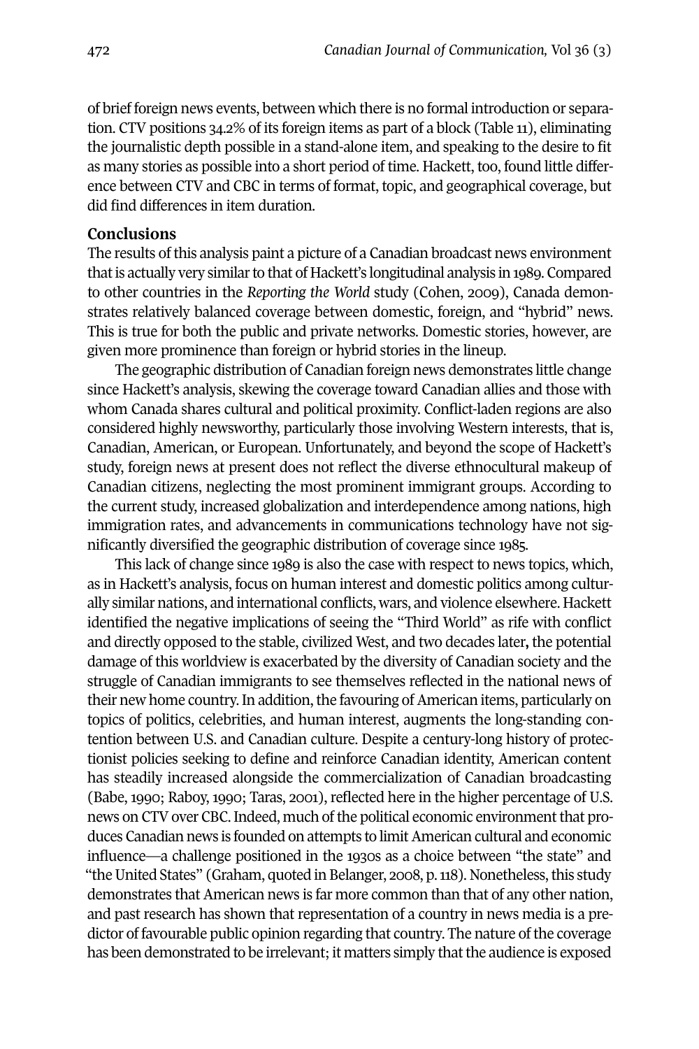of brief foreign news events, between which there is no formal introduction or separation. CTV positions 34.2% of its foreign items as part of a block (Table 11), eliminating the journalistic depth possible in a stand-alone item, and speaking to the desire to fit as many stories as possible into a short period of time. Hackett, too, found little difference between CTV and CBC in terms of format, topic, and geographical coverage, but did find differences in item duration.

## Conclusions

The results of this analysis paint a picture of a Canadian broadcast news environment that is actually very similar to that of Hackett's longitudinal analysis in 1989. Compared to other countries in the *Reporting the World* study (Cohen, 2009), Canada demonstrates relatively balanced coverage between domestic, foreign, and "hybrid" news. This is true for both the public and private networks. Domestic stories, however, are given more prominence than foreign or hybrid stories in the lineup.

The geographic distribution of Canadian foreign news demonstrates little change since Hackett's analysis, skewing the coverage toward Canadian allies and those with whom Canada shares cultural and political proximity. Conflict-laden regions are also considered highly newsworthy, particularly those involving Western interests, that is, Canadian, American, or European. Unfortunately, and beyond the scope of Hackett's study, foreign news at present does not reflect the diverse ethnocultural makeup of Canadian citizens, neglecting the most prominent immigrant groups. According to the current study, increased globalization and interdependence among nations, high immigration rates, and advancements in communications technology have not significantly diversified the geographic distribution of coverage since 1985.

This lack of change since 1989 is also the case with respect to news topics, which, as in Hackett's analysis, focus on human interest and domestic politics among culturally similar nations, and international conflicts, wars, and violence elsewhere. Hackett identified the negative implications of seeing the "Third World" as rife with conflict and directly opposed to the stable, civilized West, and two decades later, the potential damage of this worldview is exacerbated by the diversity of Canadian society and the struggle of Canadian immigrants to see themselves reflected in the national news of their new home country. In addition, the favouring of American items, particularly on topics of politics, celebrities, and human interest, augments the long-standing contention between U.S. and Canadian culture. Despite a century-long history of protectionist policies seeking to define and reinforce Canadian identity, American content has steadily increased alongside the commercialization of Canadian broadcasting (Babe, 1990; Raboy, 1990; Taras, 2001), reflected here in the higher percentage of U.S. news on CTV over CBC. Indeed, much of the political economic environment that produces Canadian news is founded on attempts to limit American cultural and economic influence—a challenge positioned in the 1930s as a choice between "the state" and "the United States" (Graham, quoted in Belanger, 2008, p. 118). Nonetheless, this study demonstrates that American news is far more common than that of any other nation, and past research has shown that representation of a country in news media is a predictor of favourable public opinion regarding that country. The nature of the coverage has been demonstrated to be irrelevant; it matters simply that the audience is exposed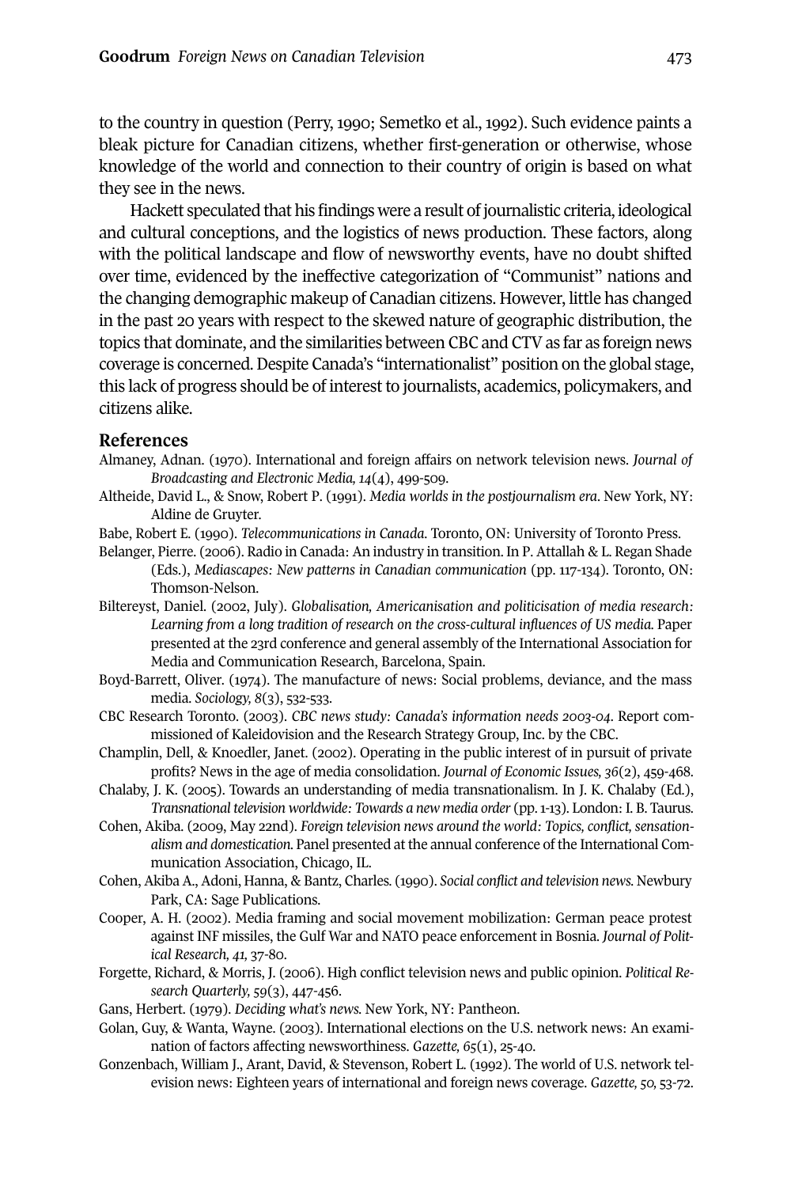to the country in question (Perry, 1990; Semetko et al., 1992). Such evidence paints a bleak picture for Canadian citizens, whether first-generation or otherwise, whose knowledge of the world and connection to their country of origin is based on what they see in the news.

Hackett speculated that his findings were a result of journalistic criteria, ideological and cultural conceptions, and the logistics of news production. These factors, along with the political landscape and flow of newsworthy events, have no doubt shifted over time, evidenced by the ineffective categorization of "Communist" nations and the changing demographic makeup of Canadian citizens. However, little has changed in the past 20 years with respect to the skewed nature of geographic distribution, the topics that dominate, and the similarities between CBC and CTV as far as foreign news coverage is concerned. Despite Canada's "internationalist" position on the global stage, this lack of progress should be of interest to journalists, academics, policymakers, and citizens alike.

## References

Almaney, Adnan. (1970). International and foreign affairs on network television news. *Journal of Broadcasting and Electronic Media, 14*(4), 499-509.

Altheide, David L., & Snow, Robert P. (1991). *Media worlds in the postjournalism era*. New York, NY: Aldine de Gruyter.

Babe, Robert E. (1990). *Telecommunications in Canada*. Toronto, ON: University of Toronto Press.

Belanger, Pierre. (2006). Radio in Canada: An industry in transition. In P. Attallah & L. Regan Shade (Eds.), *Mediascapes: New patterns in Canadian communication* (pp. 117-134). Toronto, ON: Thomson-Nelson.

Biltereyst, Daniel. (2002, July). *Globalisation, Americanisation and politicisation of media research: Learning from a long tradition of research on the cross-cultural influences of US media.* Paper presented at the 23rd conference and general assembly of the International Association for Media and Communication Research, Barcelona, Spain.

Boyd-Barrett, Oliver. (1974). The manufacture of news: Social problems, deviance, and the mass media. *Sociology, 8*(3), 532-533.

CBC Research Toronto. (2003). *CBC news study: Canada's information needs 2003-04*. Report commissioned of Kaleidovision and the Research Strategy Group, Inc. by the CBC.

Champlin, Dell, & Knoedler, Janet. (2002). Operating in the public interest of in pursuit of private profits? News in the age of media consolidation. *Journal of Economic Issues, 36*(2), 459-468.

Chalaby, J. K. (2005). Towards an understanding of media transnationalism. In J. K. Chalaby (Ed.), *Transnational television worldwide: Towards a new media order* (pp. 1-13). London: I. B. Taurus.

Cohen, Akiba. (2009, May 22nd). *Foreign television news around the world: Topics, conflict, sensationalism and domestication.* Panel presented at the annual conference of the International Communication Association, Chicago, IL.

Cohen, Akiba A., Adoni, Hanna, & Bantz, Charles. (1990). *Social conflict and television news.* Newbury Park, CA: Sage Publications.

Cooper, A. H. (2002). Media framing and social movement mobilization: German peace protest against INF missiles, the Gulf War and NATO peace enforcement in Bosnia. *Journal of Political Research, 41,* 37-80.

Forgette, Richard, & Morris, J. (2006). High conflict television news and public opinion. *Political Research Quarterly, 59*(3), 447-456.

Gans, Herbert. (1979). *Deciding what's news.* New York, NY: Pantheon.

Golan, Guy, & Wanta, Wayne. (2003). International elections on the U.S. network news: An examination of factors affecting newsworthiness. *Gazette, 65*(1), 25-40.

Gonzenbach, William J., Arant, David, & Stevenson, Robert L. (1992). The world of U.S. network television news: Eighteen years of international and foreign news coverage. *Gazette, 50,* 53-72.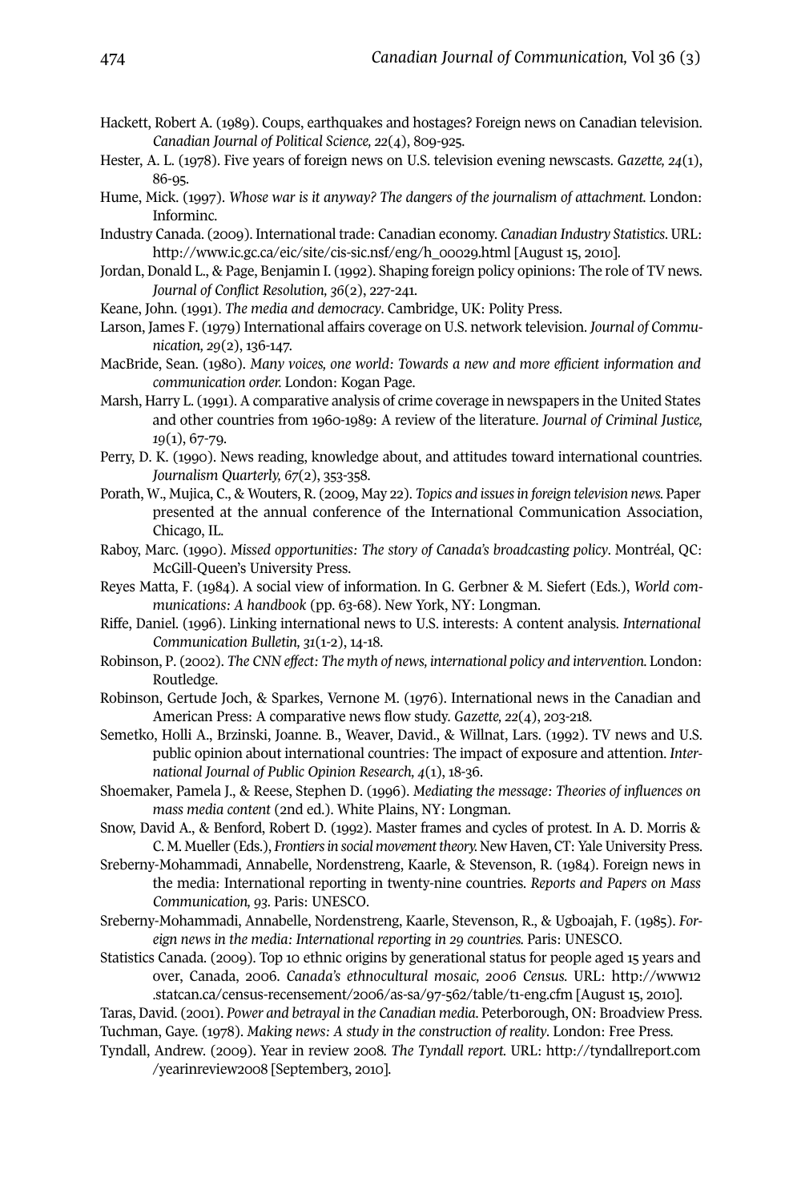Hackett, Robert A. (1989). Coups, earthquakes and hostages? Foreign news on Canadian television. *Canadian Journal of Political Science, 22*(4), 809-925.

Hester, A. L. (1978). Five years of foreign news on U.S. television evening newscasts. *Gazette, 24*(1), 86-95.

Hume, Mick. (1997). *Whose war is it anyway? The dangers of the journalism of attachment.* London: Informinc.

Industry Canada. (2009). International trade: Canadian economy. *Canadian Industry Statistics*. URL: http://www.ic.gc.ca/eic/site/cis-sic.nsf/eng/h_00029.html [August 15, 2010].

Jordan, Donald L., & Page, Benjamin I. (1992). Shaping foreign policy opinions: The role of TV news. *Journal of Conflict Resolution, 36*(2), 227-241.

Keane, John. (1991). *The media and democracy*. Cambridge, UK: Polity Press.

Larson, James F. (1979) International affairs coverage on U.S. network television. *Journal of Communication, 29*(2), 136-147.

MacBride, Sean. (1980). *Many voices, one world: Towards a new and more efficient information and communication order.* London: Kogan Page.

Marsh, Harry L. (1991). A comparative analysis of crime coverage in newspapers in the United States and other countries from 1960-1989: A review of the literature. *Journal of Criminal Justice, 19*(1), 67-79.

Perry, D. K. (1990). News reading, knowledge about, and attitudes toward international countries. *Journalism Quarterly, 67*(2), 353-358.

Porath, W., Mujica, C., & Wouters, R. (2009, May 22). *Topics and issues in foreign television news.* Paper presented at the annual conference of the International Communication Association, Chicago, IL.

Raboy, Marc. (1990). *Missed opportunities: The story of Canada's broadcasting policy*. Montréal, QC: McGill-Queen's University Press.

Reyes Matta, F. (1984). A social view of information. In G. Gerbner & M. Siefert (Eds.), *World communications: A handbook* (pp. 63-68). New York, NY: Longman.

Riffe, Daniel. (1996). Linking international news to U.S. interests: A content analysis. *International Communication Bulletin, 31*(1-2), 14-18.

Robinson, P. (2002). *The CNN effect: The myth of news, international policy and intervention.* London: Routledge.

Robinson, Gertude Joch, & Sparkes, Vernone M. (1976). International news in the Canadian and American Press: A comparative news flow study. *Gazette, 22*(4), 203-218.

Semetko, Holli A., Brzinski, Joanne. B., Weaver, David., & Willnat, Lars. (1992). TV news and U.S. public opinion about international countries: The impact of exposure and attention. *International Journal of Public Opinion Research, 4*(1), 18-36.

Shoemaker, Pamela J., & Reese, Stephen D. (1996). *Mediating the message: Theories of influences on mass media content* (2nd ed.). White Plains, NY: Longman.

Snow, David A., & Benford, Robert D. (1992). Master frames and cycles of protest. In A. D. Morris & C. M. Mueller (Eds.), *Frontiers in social movement theory.* New Haven, CT: Yale University Press.

Sreberny-Mohammadi, Annabelle, Nordenstreng, Kaarle, & Stevenson, R. (1984). Foreign news in the media: International reporting in twenty-nine countries. *Reports and Papers on Mass Communication, 93*. Paris: UNESCO.

Sreberny-Mohammadi, Annabelle, Nordenstreng, Kaarle, Stevenson, R., & Ugboajah, F. (1985). *Foreign news in the media: International reporting in 29 countries.* Paris: UNESCO.

Statistics Canada. (2009). Top 10 ethnic origins by generational status for people aged 15 years and over, Canada, 2006. *Canada's ethnocultural mosaic, 2006 Census.* URL: http://www12.statcan.ca/census-recensement/2006/as-sa/97-562/table/t1-eng.cfm [August 15, 2010].

Taras, David. (2001). *Power and betrayal in the Canadian media*. Peterborough, ON: Broadview Press.

Tuchman, Gaye. (1978). *Making news: A study in the construction of reality*. London: Free Press.

Tyndall, Andrew. (2009). Year in review 2008. *The Tyndall report.* URL: http://tyndallreport.com/yearinreview2008 [September3, 2010].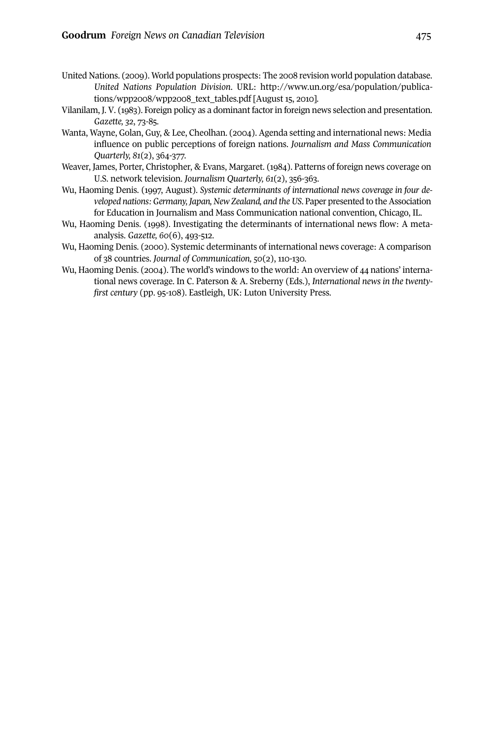United Nations. (2009). World populations prospects: The 2008 revision world population database. *United Nations Population Division*. URL: http://www.un.org/esa/population/publications/wpp2008/wpp2008_text_tables.pdf [August 15, 2010].

Vilanilam, J. V. (1983). Foreign policy as a dominant factor in foreign news selection and presentation. *Gazette, 32*, 73-85.

Wanta, Wayne, Golan, Guy, & Lee, Cheolhan. (2004). Agenda setting and international news: Media influence on public perceptions of foreign nations. *Journalism and Mass Communication Quarterly, 81*(2), 364-377.

Weaver, James, Porter, Christopher, & Evans, Margaret. (1984). Patterns of foreign news coverage on U.S. network television. *Journalism Quarterly, 61*(2), 356-363.

Wu, Haoming Denis. (1997, August). *Systemic determinants of international news coverage in four developed nations: Germany, Japan, New Zealand, and the US*. Paper presented to the Association for Education in Journalism and Mass Communication national convention, Chicago, IL.

Wu, Haoming Denis. (1998). Investigating the determinants of international news flow: A meta-analysis. *Gazette, 60*(6), 493-512.

Wu, Haoming Denis. (2000). Systemic determinants of international news coverage: A comparison of 38 countries. *Journal of Communication, 50*(2), 110-130.

Wu, Haoming Denis. (2004). The world's windows to the world: An overview of 44 nations' international news coverage. In C. Paterson & A. Sreberny (Eds.), *International news in the twenty-first century* (pp. 95-108). Eastleigh, UK: Luton University Press.